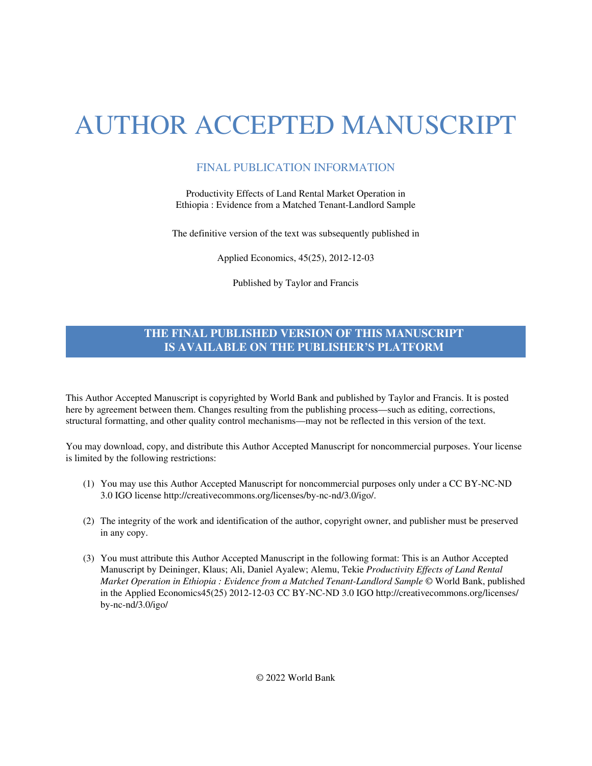# AUTHOR ACCEPTED MANUSCRIPT

## FINAL PUBLICATION INFORMATION

Productivity Effects of Land Rental Market Operation in Ethiopia : Evidence from a Matched Tenant-Landlord Sample

The definitive version of the text was subsequently published in

Applied Economics, 45(25), 2012-12-03

Published by Taylor and Francis

**THE FINAL PUBLISHED VERSION OF THIS MANUSCRIPT IS AVAILABLE ON THE PUBLISHER'S PLATFORM**

This Author Accepted Manuscript is copyrighted by World Bank and published by Taylor and Francis. It is posted here by agreement between them. Changes resulting from the publishing process—such as editing, corrections, structural formatting, and other quality control mechanisms—may not be reflected in this version of the text.

You may download, copy, and distribute this Author Accepted Manuscript for noncommercial purposes. Your license is limited by the following restrictions:

(1) You may use this Author Accepted Manuscript for noncommercial purposes only under a CC BY-NC-ND 3.0 IGO license http://creativecommons.org/licenses/by-nc-nd/3.0/igo/.

(2) The integrity of the work and identification of the author, copyright owner, and publisher must be preserved in any copy.

(3) You must attribute this Author Accepted Manuscript in the following format: This is an Author Accepted Manuscript by Deininger, Klaus; Ali, Daniel Ayalew; Alemu, Tekie *Productivity Effects of Land Rental Market Operation in Ethiopia : Evidence from a Matched Tenant-Landlord Sample* © World Bank, published in the Applied Economics45(25) 2012-12-03 CC BY-NC-ND 3.0 IGO http://creativecommons.org/licenses/by-nc-nd/3.0/igo/

© 2022 World Bank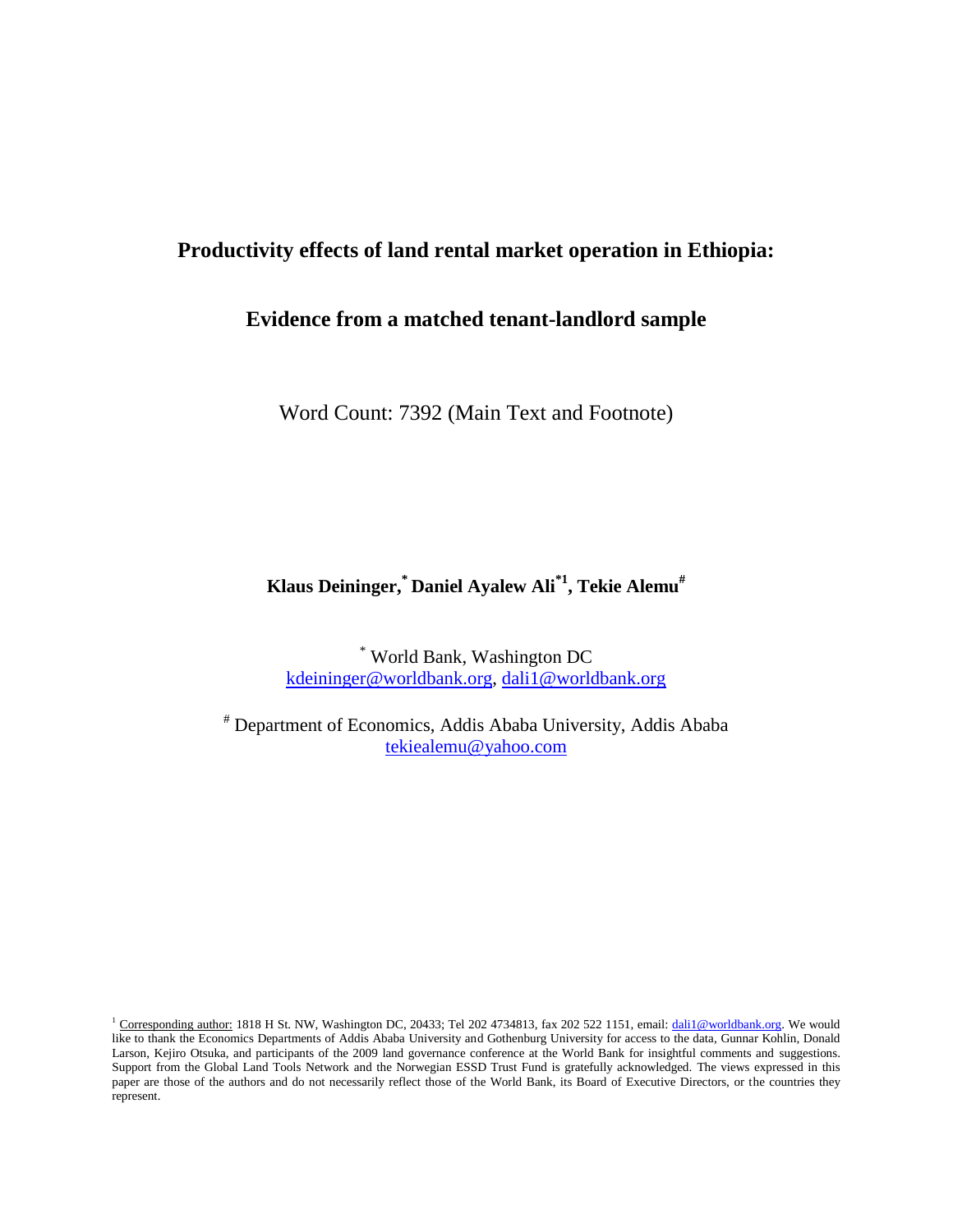# Productivity effects of land rental market operation in Ethiopia:

# Evidence from a matched tenant-landlord sample

Word Count: 7392 (Main Text and Footnote)

**Klaus Deininger,[*] Daniel Ayalew Ali[*1], Tekie Alemu[#]**

[*] World Bank, Washington DC
kdeininger@worldbank.org, dali1@worldbank.org

[#] Department of Economics, Addis Ababa University, Addis Ababa
tekiealemu@yahoo.com

[1] Corresponding author: 1818 H St. NW, Washington DC, 20433; Tel 202 4734813, fax 202 522 1151, email: dali1@worldbank.org. We would like to thank the Economics Departments of Addis Ababa University and Gothenburg University for access to the data, Gunnar Kohlin, Donald Larson, Kejiro Otsuka, and participants of the 2009 land governance conference at the World Bank for insightful comments and suggestions. Support from the Global Land Tools Network and the Norwegian ESSD Trust Fund is gratefully acknowledged. The views expressed in this paper are those of the authors and do not necessarily reflect those of the World Bank, its Board of Executive Directors, or the countries they represent.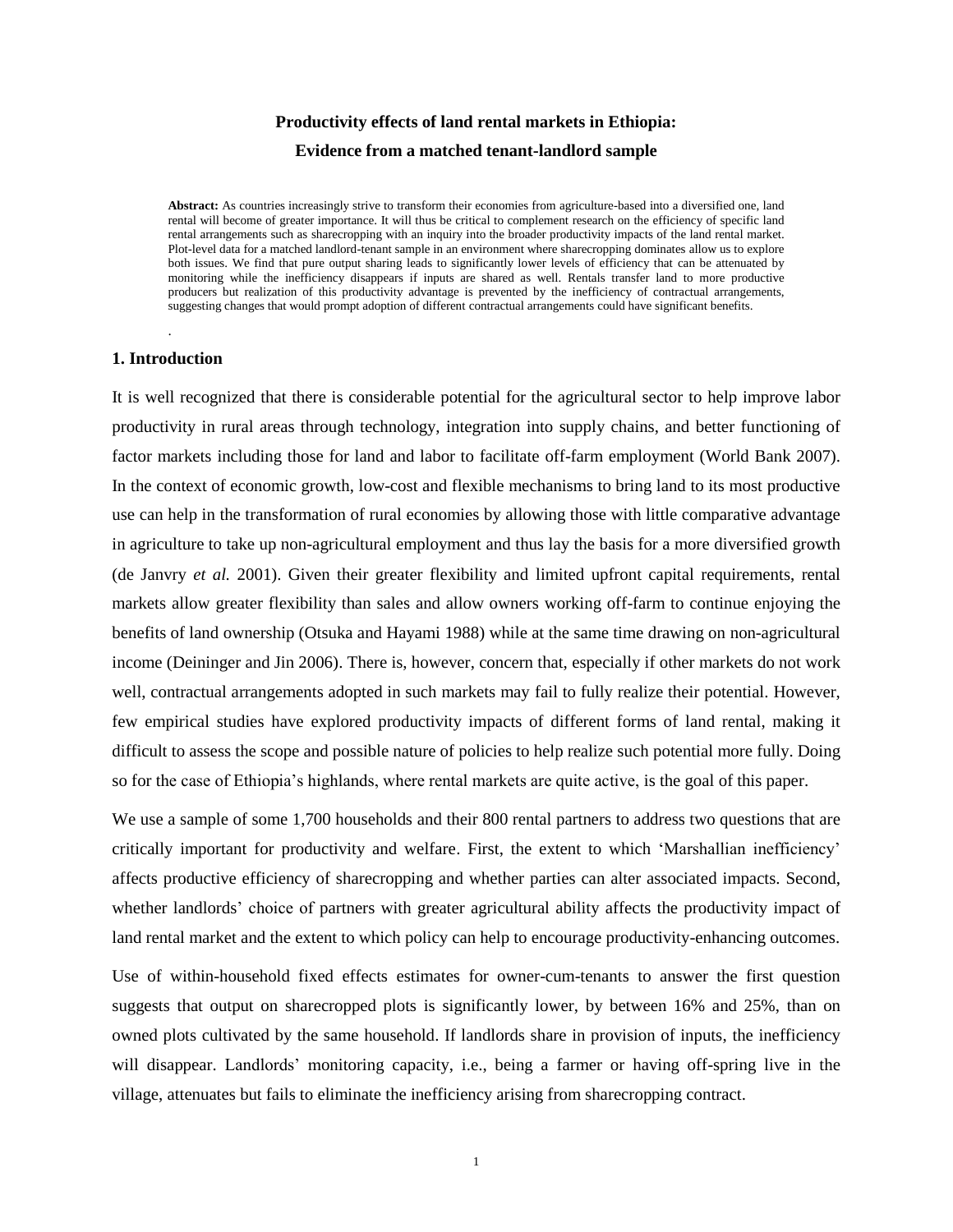**Productivity effects of land rental markets in Ethiopia:**
**Evidence from a matched tenant-landlord sample**

**Abstract:** As countries increasingly strive to transform their economies from agriculture-based into a diversified one, land rental will become of greater importance. It will thus be critical to complement research on the efficiency of specific land rental arrangements such as sharecropping with an inquiry into the broader productivity impacts of the land rental market. Plot-level data for a matched landlord-tenant sample in an environment where sharecropping dominates allow us to explore both issues. We find that pure output sharing leads to significantly lower levels of efficiency that can be attenuated by monitoring while the inefficiency disappears if inputs are shared as well. Rentals transfer land to more productive producers but realization of this productivity advantage is prevented by the inefficiency of contractual arrangements, suggesting changes that would prompt adoption of different contractual arrangements could have significant benefits.

.

## 1. Introduction

It is well recognized that there is considerable potential for the agricultural sector to help improve labor productivity in rural areas through technology, integration into supply chains, and better functioning of factor markets including those for land and labor to facilitate off-farm employment (World Bank 2007). In the context of economic growth, low-cost and flexible mechanisms to bring land to its most productive use can help in the transformation of rural economies by allowing those with little comparative advantage in agriculture to take up non-agricultural employment and thus lay the basis for a more diversified growth (de Janvry *et al.* 2001). Given their greater flexibility and limited upfront capital requirements, rental markets allow greater flexibility than sales and allow owners working off-farm to continue enjoying the benefits of land ownership (Otsuka and Hayami 1988) while at the same time drawing on non-agricultural income (Deininger and Jin 2006). There is, however, concern that, especially if other markets do not work well, contractual arrangements adopted in such markets may fail to fully realize their potential. However, few empirical studies have explored productivity impacts of different forms of land rental, making it difficult to assess the scope and possible nature of policies to help realize such potential more fully. Doing so for the case of Ethiopia's highlands, where rental markets are quite active, is the goal of this paper.

We use a sample of some 1,700 households and their 800 rental partners to address two questions that are critically important for productivity and welfare. First, the extent to which 'Marshallian inefficiency' affects productive efficiency of sharecropping and whether parties can alter associated impacts. Second, whether landlords' choice of partners with greater agricultural ability affects the productivity impact of land rental market and the extent to which policy can help to encourage productivity-enhancing outcomes.

Use of within-household fixed effects estimates for owner-cum-tenants to answer the first question suggests that output on sharecropped plots is significantly lower, by between 16% and 25%, than on owned plots cultivated by the same household. If landlords share in provision of inputs, the inefficiency will disappear. Landlords' monitoring capacity, i.e., being a farmer or having off-spring live in the village, attenuates but fails to eliminate the inefficiency arising from sharecropping contract.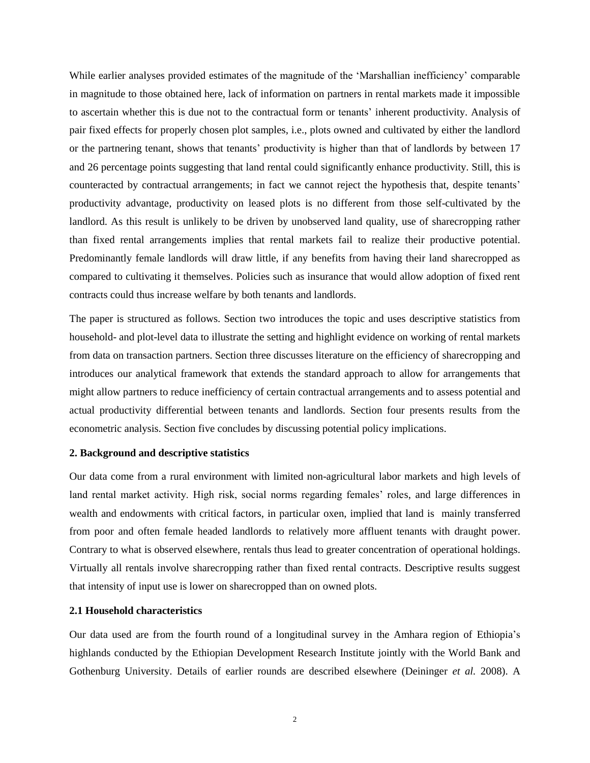While earlier analyses provided estimates of the magnitude of the 'Marshallian inefficiency' comparable in magnitude to those obtained here, lack of information on partners in rental markets made it impossible to ascertain whether this is due not to the contractual form or tenants' inherent productivity. Analysis of pair fixed effects for properly chosen plot samples, i.e., plots owned and cultivated by either the landlord or the partnering tenant, shows that tenants' productivity is higher than that of landlords by between 17 and 26 percentage points suggesting that land rental could significantly enhance productivity. Still, this is counteracted by contractual arrangements; in fact we cannot reject the hypothesis that, despite tenants' productivity advantage, productivity on leased plots is no different from those self-cultivated by the landlord. As this result is unlikely to be driven by unobserved land quality, use of sharecropping rather than fixed rental arrangements implies that rental markets fail to realize their productive potential. Predominantly female landlords will draw little, if any benefits from having their land sharecropped as compared to cultivating it themselves. Policies such as insurance that would allow adoption of fixed rent contracts could thus increase welfare by both tenants and landlords.

The paper is structured as follows. Section two introduces the topic and uses descriptive statistics from household- and plot-level data to illustrate the setting and highlight evidence on working of rental markets from data on transaction partners. Section three discusses literature on the efficiency of sharecropping and introduces our analytical framework that extends the standard approach to allow for arrangements that might allow partners to reduce inefficiency of certain contractual arrangements and to assess potential and actual productivity differential between tenants and landlords. Section four presents results from the econometric analysis. Section five concludes by discussing potential policy implications.

## 2. Background and descriptive statistics

Our data come from a rural environment with limited non-agricultural labor markets and high levels of land rental market activity. High risk, social norms regarding females' roles, and large differences in wealth and endowments with critical factors, in particular oxen, implied that land is mainly transferred from poor and often female headed landlords to relatively more affluent tenants with draught power. Contrary to what is observed elsewhere, rentals thus lead to greater concentration of operational holdings. Virtually all rentals involve sharecropping rather than fixed rental contracts. Descriptive results suggest that intensity of input use is lower on sharecropped than on owned plots.

### 2.1 Household characteristics

Our data used are from the fourth round of a longitudinal survey in the Amhara region of Ethiopia's highlands conducted by the Ethiopian Development Research Institute jointly with the World Bank and Gothenburg University. Details of earlier rounds are described elsewhere (Deininger *et al.* 2008). A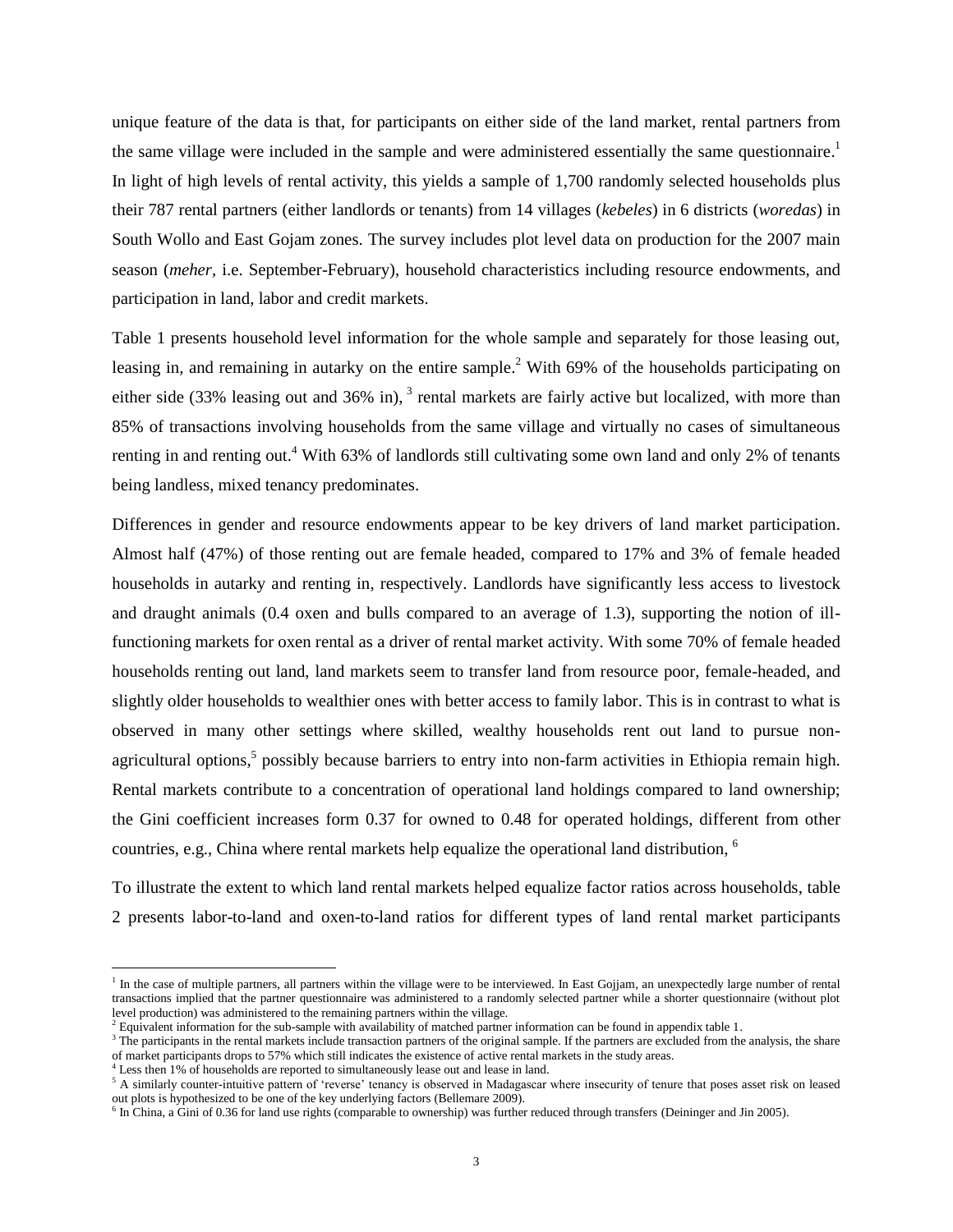unique feature of the data is that, for participants on either side of the land market, rental partners from the same village were included in the sample and were administered essentially the same questionnaire.[1] In light of high levels of rental activity, this yields a sample of 1,700 randomly selected households plus their 787 rental partners (either landlords or tenants) from 14 villages (*kebeles*) in 6 districts (*woredas*) in South Wollo and East Gojam zones. The survey includes plot level data on production for the 2007 main season (*meher*, i.e. September-February), household characteristics including resource endowments, and participation in land, labor and credit markets.

Table 1 presents household level information for the whole sample and separately for those leasing out, leasing in, and remaining in autarky on the entire sample.[2] With 69% of the households participating on either side (33% leasing out and 36% in), [3] rental markets are fairly active but localized, with more than 85% of transactions involving households from the same village and virtually no cases of simultaneous renting in and renting out.[4] With 63% of landlords still cultivating some own land and only 2% of tenants being landless, mixed tenancy predominates.

Differences in gender and resource endowments appear to be key drivers of land market participation. Almost half (47%) of those renting out are female headed, compared to 17% and 3% of female headed households in autarky and renting in, respectively. Landlords have significantly less access to livestock and draught animals (0.4 oxen and bulls compared to an average of 1.3), supporting the notion of ill-functioning markets for oxen rental as a driver of rental market activity. With some 70% of female headed households renting out land, land markets seem to transfer land from resource poor, female-headed, and slightly older households to wealthier ones with better access to family labor. This is in contrast to what is observed in many other settings where skilled, wealthy households rent out land to pursue non-agricultural options,[5] possibly because barriers to entry into non-farm activities in Ethiopia remain high. Rental markets contribute to a concentration of operational land holdings compared to land ownership; the Gini coefficient increases form 0.37 for owned to 0.48 for operated holdings, different from other countries, e.g., China where rental markets help equalize the operational land distribution, [6]

To illustrate the extent to which land rental markets helped equalize factor ratios across households, table 2 presents labor-to-land and oxen-to-land ratios for different types of land rental market participants

---

[1] In the case of multiple partners, all partners within the village were to be interviewed. In East Gojjam, an unexpectedly large number of rental transactions implied that the partner questionnaire was administered to a randomly selected partner while a shorter questionnaire (without plot level production) was administered to the remaining partners within the village.

[2] Equivalent information for the sub-sample with availability of matched partner information can be found in appendix table 1.

[3] The participants in the rental markets include transaction partners of the original sample. If the partners are excluded from the analysis, the share of market participants drops to 57% which still indicates the existence of active rental markets in the study areas.

[4] Less then 1% of households are reported to simultaneously lease out and lease in land.

[5] A similarly counter-intuitive pattern of 'reverse' tenancy is observed in Madagascar where insecurity of tenure that poses asset risk on leased out plots is hypothesized to be one of the key underlying factors (Bellemare 2009).

[6] In China, a Gini of 0.36 for land use rights (comparable to ownership) was further reduced through transfers (Deininger and Jin 2005).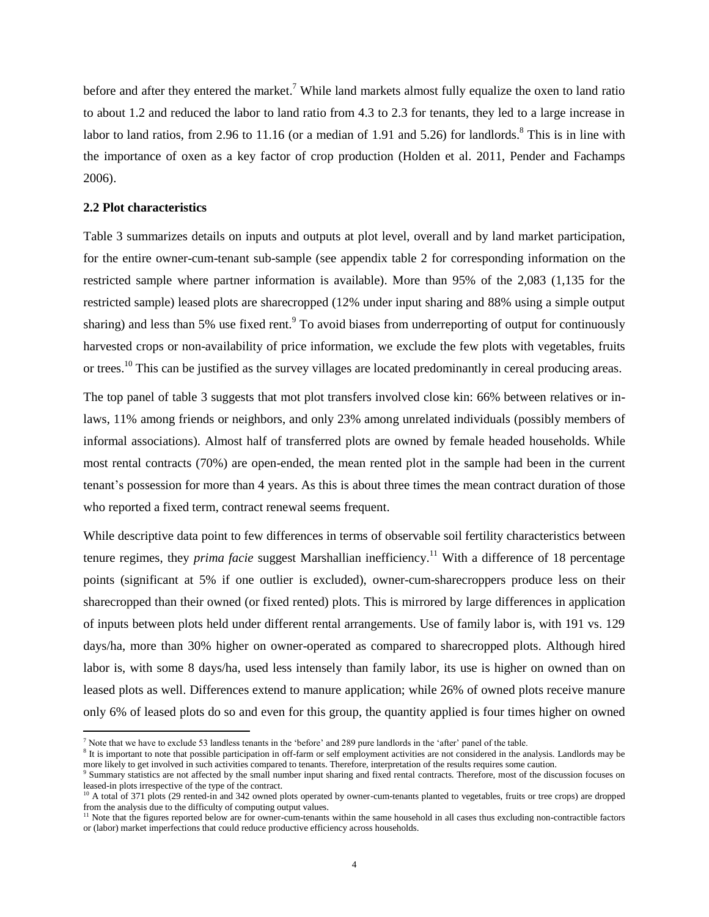before and after they entered the market.[7] While land markets almost fully equalize the oxen to land ratio to about 1.2 and reduced the labor to land ratio from 4.3 to 2.3 for tenants, they led to a large increase in labor to land ratios, from 2.96 to 11.16 (or a median of 1.91 and 5.26) for landlords.[8] This is in line with the importance of oxen as a key factor of crop production (Holden et al. 2011, Pender and Fachamps 2006).

**2.2 Plot characteristics**

Table 3 summarizes details on inputs and outputs at plot level, overall and by land market participation, for the entire owner-cum-tenant sub-sample (see appendix table 2 for corresponding information on the restricted sample where partner information is available). More than 95% of the 2,083 (1,135 for the restricted sample) leased plots are sharecropped (12% under input sharing and 88% using a simple output sharing) and less than 5% use fixed rent.[9] To avoid biases from underreporting of output for continuously harvested crops or non-availability of price information, we exclude the few plots with vegetables, fruits or trees.[10] This can be justified as the survey villages are located predominantly in cereal producing areas.

The top panel of table 3 suggests that mot plot transfers involved close kin: 66% between relatives or in-laws, 11% among friends or neighbors, and only 23% among unrelated individuals (possibly members of informal associations). Almost half of transferred plots are owned by female headed households. While most rental contracts (70%) are open-ended, the mean rented plot in the sample had been in the current tenant's possession for more than 4 years. As this is about three times the mean contract duration of those who reported a fixed term, contract renewal seems frequent.

While descriptive data point to few differences in terms of observable soil fertility characteristics between tenure regimes, they *prima facie* suggest Marshallian inefficiency.[11] With a difference of 18 percentage points (significant at 5% if one outlier is excluded), owner-cum-sharecroppers produce less on their sharecropped than their owned (or fixed rented) plots. This is mirrored by large differences in application of inputs between plots held under different rental arrangements. Use of family labor is, with 191 vs. 129 days/ha, more than 30% higher on owner-operated as compared to sharecropped plots. Although hired labor is, with some 8 days/ha, used less intensely than family labor, its use is higher on owned than on leased plots as well. Differences extend to manure application; while 26% of owned plots receive manure only 6% of leased plots do so and even for this group, the quantity applied is four times higher on owned

---

[7] Note that we have to exclude 53 landless tenants in the 'before' and 289 pure landlords in the 'after' panel of the table.

[8] It is important to note that possible participation in off-farm or self employment activities are not considered in the analysis. Landlords may be more likely to get involved in such activities compared to tenants. Therefore, interpretation of the results requires some caution.

[9] Summary statistics are not affected by the small number input sharing and fixed rental contracts. Therefore, most of the discussion focuses on leased-in plots irrespective of the type of the contract.

[10] A total of 371 plots (29 rented-in and 342 owned plots operated by owner-cum-tenants planted to vegetables, fruits or tree crops) are dropped from the analysis due to the difficulty of computing output values.

[11] Note that the figures reported below are for owner-cum-tenants within the same household in all cases thus excluding non-contractible factors or (labor) market imperfections that could reduce productive efficiency across households.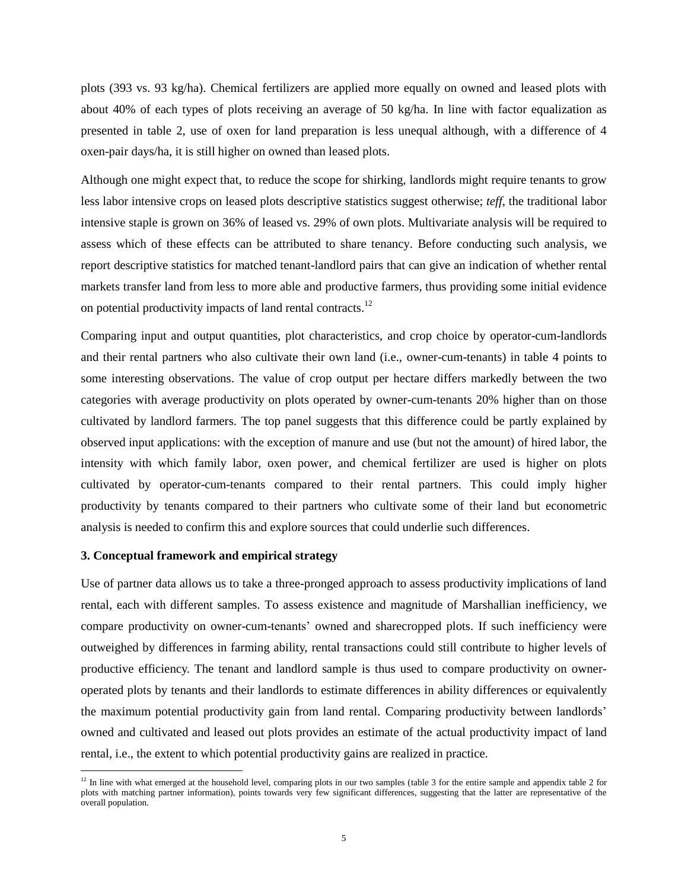plots (393 vs. 93 kg/ha). Chemical fertilizers are applied more equally on owned and leased plots with about 40% of each types of plots receiving an average of 50 kg/ha. In line with factor equalization as presented in table 2, use of oxen for land preparation is less unequal although, with a difference of 4 oxen-pair days/ha, it is still higher on owned than leased plots.

Although one might expect that, to reduce the scope for shirking, landlords might require tenants to grow less labor intensive crops on leased plots descriptive statistics suggest otherwise; *teff*, the traditional labor intensive staple is grown on 36% of leased vs. 29% of own plots. Multivariate analysis will be required to assess which of these effects can be attributed to share tenancy. Before conducting such analysis, we report descriptive statistics for matched tenant-landlord pairs that can give an indication of whether rental markets transfer land from less to more able and productive farmers, thus providing some initial evidence on potential productivity impacts of land rental contracts.[12]

Comparing input and output quantities, plot characteristics, and crop choice by operator-cum-landlords and their rental partners who also cultivate their own land (i.e., owner-cum-tenants) in table 4 points to some interesting observations. The value of crop output per hectare differs markedly between the two categories with average productivity on plots operated by owner-cum-tenants 20% higher than on those cultivated by landlord farmers. The top panel suggests that this difference could be partly explained by observed input applications: with the exception of manure and use (but not the amount) of hired labor, the intensity with which family labor, oxen power, and chemical fertilizer are used is higher on plots cultivated by operator-cum-tenants compared to their rental partners. This could imply higher productivity by tenants compared to their partners who cultivate some of their land but econometric analysis is needed to confirm this and explore sources that could underlie such differences.

### 3. Conceptual framework and empirical strategy

Use of partner data allows us to take a three-pronged approach to assess productivity implications of land rental, each with different samples. To assess existence and magnitude of Marshallian inefficiency, we compare productivity on owner-cum-tenants' owned and sharecropped plots. If such inefficiency were outweighed by differences in farming ability, rental transactions could still contribute to higher levels of productive efficiency. The tenant and landlord sample is thus used to compare productivity on owner-operated plots by tenants and their landlords to estimate differences in ability differences or equivalently the maximum potential productivity gain from land rental. Comparing productivity between landlords' owned and cultivated and leased out plots provides an estimate of the actual productivity impact of land rental, i.e., the extent to which potential productivity gains are realized in practice.

[12] In line with what emerged at the household level, comparing plots in our two samples (table 3 for the entire sample and appendix table 2 for plots with matching partner information), points towards very few significant differences, suggesting that the latter are representative of the overall population.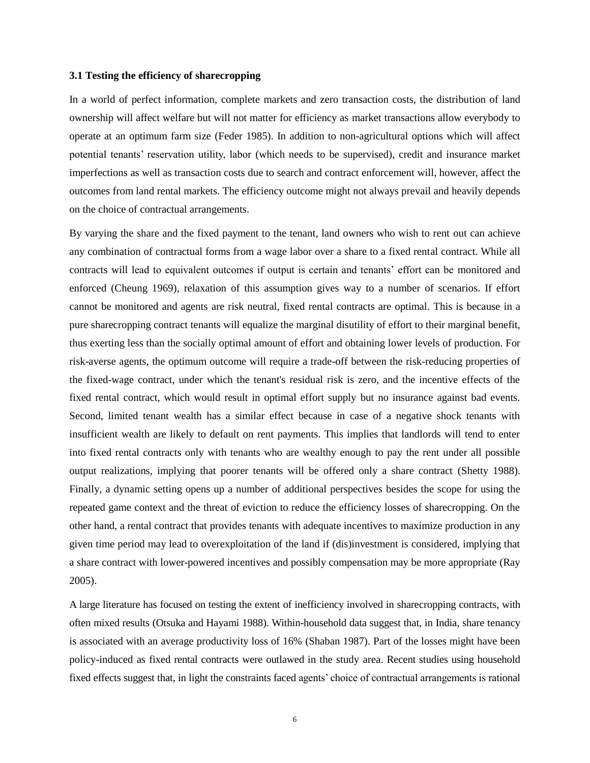### 3.1 Testing the efficiency of sharecropping

In a world of perfect information, complete markets and zero transaction costs, the distribution of land ownership will affect welfare but will not matter for efficiency as market transactions allow everybody to operate at an optimum farm size (Feder 1985). In addition to non-agricultural options which will affect potential tenants' reservation utility, labor (which needs to be supervised), credit and insurance market imperfections as well as transaction costs due to search and contract enforcement will, however, affect the outcomes from land rental markets. The efficiency outcome might not always prevail and heavily depends on the choice of contractual arrangements.

By varying the share and the fixed payment to the tenant, land owners who wish to rent out can achieve any combination of contractual forms from a wage labor over a share to a fixed rental contract. While all contracts will lead to equivalent outcomes if output is certain and tenants' effort can be monitored and enforced (Cheung 1969), relaxation of this assumption gives way to a number of scenarios. If effort cannot be monitored and agents are risk neutral, fixed rental contracts are optimal. This is because in a pure sharecropping contract tenants will equalize the marginal disutility of effort to their marginal benefit, thus exerting less than the socially optimal amount of effort and obtaining lower levels of production. For risk-averse agents, the optimum outcome will require a trade-off between the risk-reducing properties of the fixed-wage contract, under which the tenant's residual risk is zero, and the incentive effects of the fixed rental contract, which would result in optimal effort supply but no insurance against bad events. Second, limited tenant wealth has a similar effect because in case of a negative shock tenants with insufficient wealth are likely to default on rent payments. This implies that landlords will tend to enter into fixed rental contracts only with tenants who are wealthy enough to pay the rent under all possible output realizations, implying that poorer tenants will be offered only a share contract (Shetty 1988). Finally, a dynamic setting opens up a number of additional perspectives besides the scope for using the repeated game context and the threat of eviction to reduce the efficiency losses of sharecropping. On the other hand, a rental contract that provides tenants with adequate incentives to maximize production in any given time period may lead to overexploitation of the land if (dis)investment is considered, implying that a share contract with lower-powered incentives and possibly compensation may be more appropriate (Ray 2005).

A large literature has focused on testing the extent of inefficiency involved in sharecropping contracts, with often mixed results (Otsuka and Hayami 1988). Within-household data suggest that, in India, share tenancy is associated with an average productivity loss of 16% (Shaban 1987). Part of the losses might have been policy-induced as fixed rental contracts were outlawed in the study area. Recent studies using household fixed effects suggest that, in light the constraints faced agents' choice of contractual arrangements is rational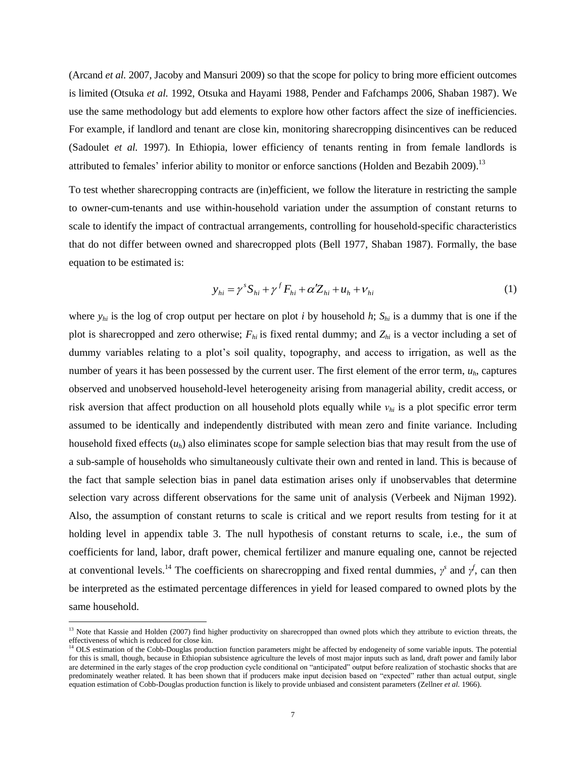(Arcand *et al.* 2007, Jacoby and Mansuri 2009) so that the scope for policy to bring more efficient outcomes is limited (Otsuka *et al.* 1992, Otsuka and Hayami 1988, Pender and Fafchamps 2006, Shaban 1987). We use the same methodology but add elements to explore how other factors affect the size of inefficiencies. For example, if landlord and tenant are close kin, monitoring sharecropping disincentives can be reduced (Sadoulet *et al.* 1997). In Ethiopia, lower efficiency of tenants renting in from female landlords is attributed to females' inferior ability to monitor or enforce sanctions (Holden and Bezabih 2009).[13]

To test whether sharecropping contracts are (in)efficient, we follow the literature in restricting the sample to owner-cum-tenants and use within-household variation under the assumption of constant returns to scale to identify the impact of contractual arrangements, controlling for household-specific characteristics that do not differ between owned and sharecropped plots (Bell 1977, Shaban 1987). Formally, the base equation to be estimated is:

$$y_{hi} = \gamma^{s} S_{hi} + \gamma^{f} F_{hi} + \alpha' Z_{hi} + u_{h} + v_{hi} \tag{1}$$

where $y_{hi}$ is the log of crop output per hectare on plot *i* by household *h*; $S_{hi}$ is a dummy that is one if the plot is sharecropped and zero otherwise; $F_{hi}$ is fixed rental dummy; and $Z_{hi}$ is a vector including a set of dummy variables relating to a plot's soil quality, topography, and access to irrigation, as well as the number of years it has been possessed by the current user. The first element of the error term, $u_h$, captures observed and unobserved household-level heterogeneity arising from managerial ability, credit access, or risk aversion that affect production on all household plots equally while $v_{hi}$ is a plot specific error term assumed to be identically and independently distributed with mean zero and finite variance. Including household fixed effects ($u_h$) also eliminates scope for sample selection bias that may result from the use of a sub-sample of households who simultaneously cultivate their own and rented in land. This is because of the fact that sample selection bias in panel data estimation arises only if unobservables that determine selection vary across different observations for the same unit of analysis (Verbeek and Nijman 1992). Also, the assumption of constant returns to scale is critical and we report results from testing for it at holding level in appendix table 3. The null hypothesis of constant returns to scale, i.e., the sum of coefficients for land, labor, draft power, chemical fertilizer and manure equaling one, cannot be rejected at conventional levels.[14] The coefficients on sharecropping and fixed rental dummies, $\gamma^s$ and $\gamma^f$, can then be interpreted as the estimated percentage differences in yield for leased compared to owned plots by the same household.

---

[13] Note that Kassie and Holden (2007) find higher productivity on sharecropped than owned plots which they attribute to eviction threats, the effectiveness of which is reduced for close kin.

[14] OLS estimation of the Cobb-Douglas production function parameters might be affected by endogeneity of some variable inputs. The potential for this is small, though, because in Ethiopian subsistence agriculture the levels of most major inputs such as land, draft power and family labor are determined in the early stages of the crop production cycle conditional on "anticipated" output before realization of stochastic shocks that are predominately weather related. It has been shown that if producers make input decision based on "expected" rather than actual output, single equation estimation of Cobb-Douglas production function is likely to provide unbiased and consistent parameters (Zellner *et al.* 1966).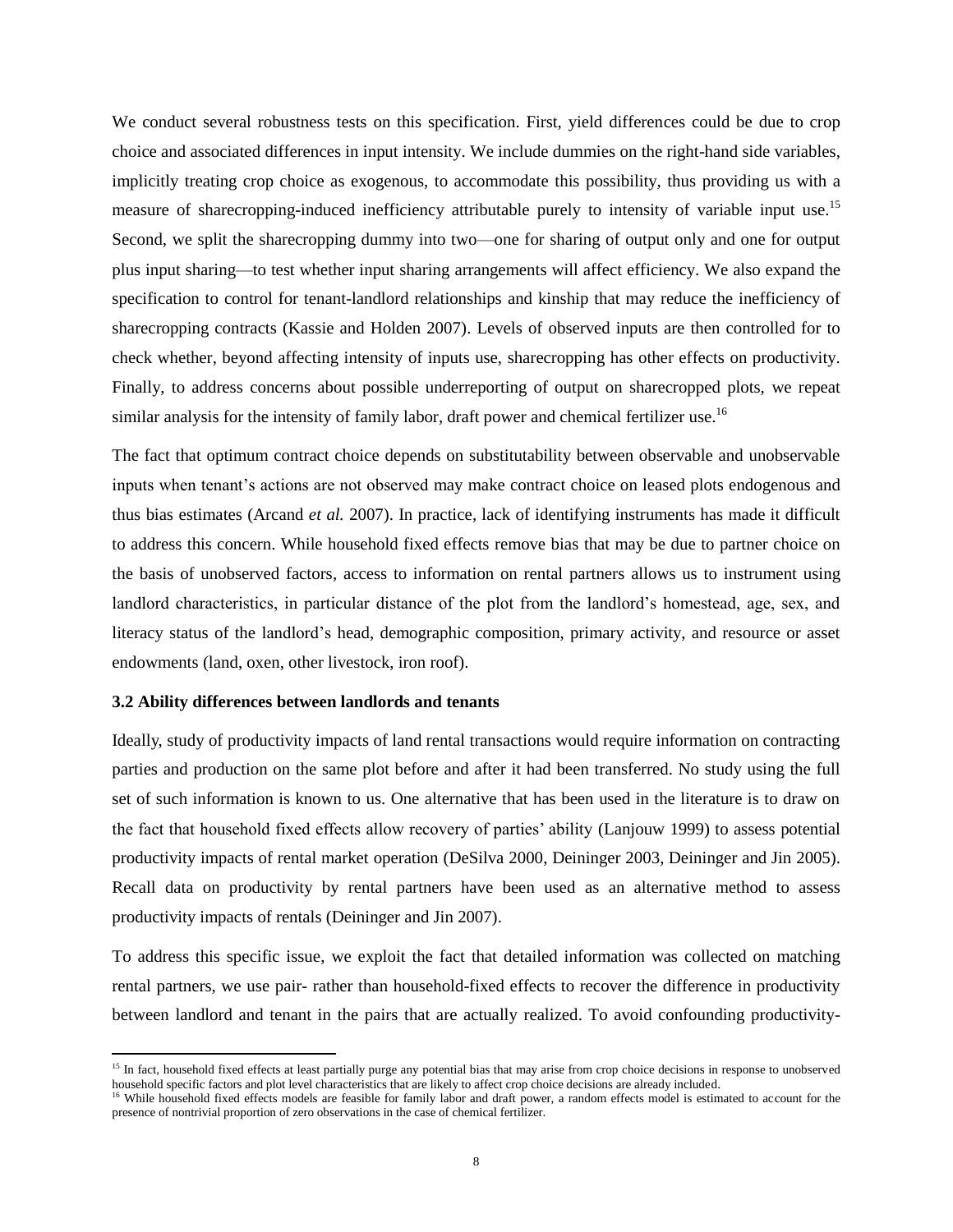We conduct several robustness tests on this specification. First, yield differences could be due to crop choice and associated differences in input intensity. We include dummies on the right-hand side variables, implicitly treating crop choice as exogenous, to accommodate this possibility, thus providing us with a measure of sharecropping-induced inefficiency attributable purely to intensity of variable input use.[15] Second, we split the sharecropping dummy into two—one for sharing of output only and one for output plus input sharing—to test whether input sharing arrangements will affect efficiency. We also expand the specification to control for tenant-landlord relationships and kinship that may reduce the inefficiency of sharecropping contracts (Kassie and Holden 2007). Levels of observed inputs are then controlled for to check whether, beyond affecting intensity of inputs use, sharecropping has other effects on productivity. Finally, to address concerns about possible underreporting of output on sharecropped plots, we repeat similar analysis for the intensity of family labor, draft power and chemical fertilizer use.[16]

The fact that optimum contract choice depends on substitutability between observable and unobservable inputs when tenant's actions are not observed may make contract choice on leased plots endogenous and thus bias estimates (Arcand *et al.* 2007). In practice, lack of identifying instruments has made it difficult to address this concern. While household fixed effects remove bias that may be due to partner choice on the basis of unobserved factors, access to information on rental partners allows us to instrument using landlord characteristics, in particular distance of the plot from the landlord's homestead, age, sex, and literacy status of the landlord's head, demographic composition, primary activity, and resource or asset endowments (land, oxen, other livestock, iron roof).

### 3.2 Ability differences between landlords and tenants

Ideally, study of productivity impacts of land rental transactions would require information on contracting parties and production on the same plot before and after it had been transferred. No study using the full set of such information is known to us. One alternative that has been used in the literature is to draw on the fact that household fixed effects allow recovery of parties' ability (Lanjouw 1999) to assess potential productivity impacts of rental market operation (DeSilva 2000, Deininger 2003, Deininger and Jin 2005). Recall data on productivity by rental partners have been used as an alternative method to assess productivity impacts of rentals (Deininger and Jin 2007).

To address this specific issue, we exploit the fact that detailed information was collected on matching rental partners, we use pair- rather than household-fixed effects to recover the difference in productivity between landlord and tenant in the pairs that are actually realized. To avoid confounding productivity-

---

[15] In fact, household fixed effects at least partially purge any potential bias that may arise from crop choice decisions in response to unobserved household specific factors and plot level characteristics that are likely to affect crop choice decisions are already included.

[16] While household fixed effects models are feasible for family labor and draft power, a random effects model is estimated to account for the presence of nontrivial proportion of zero observations in the case of chemical fertilizer.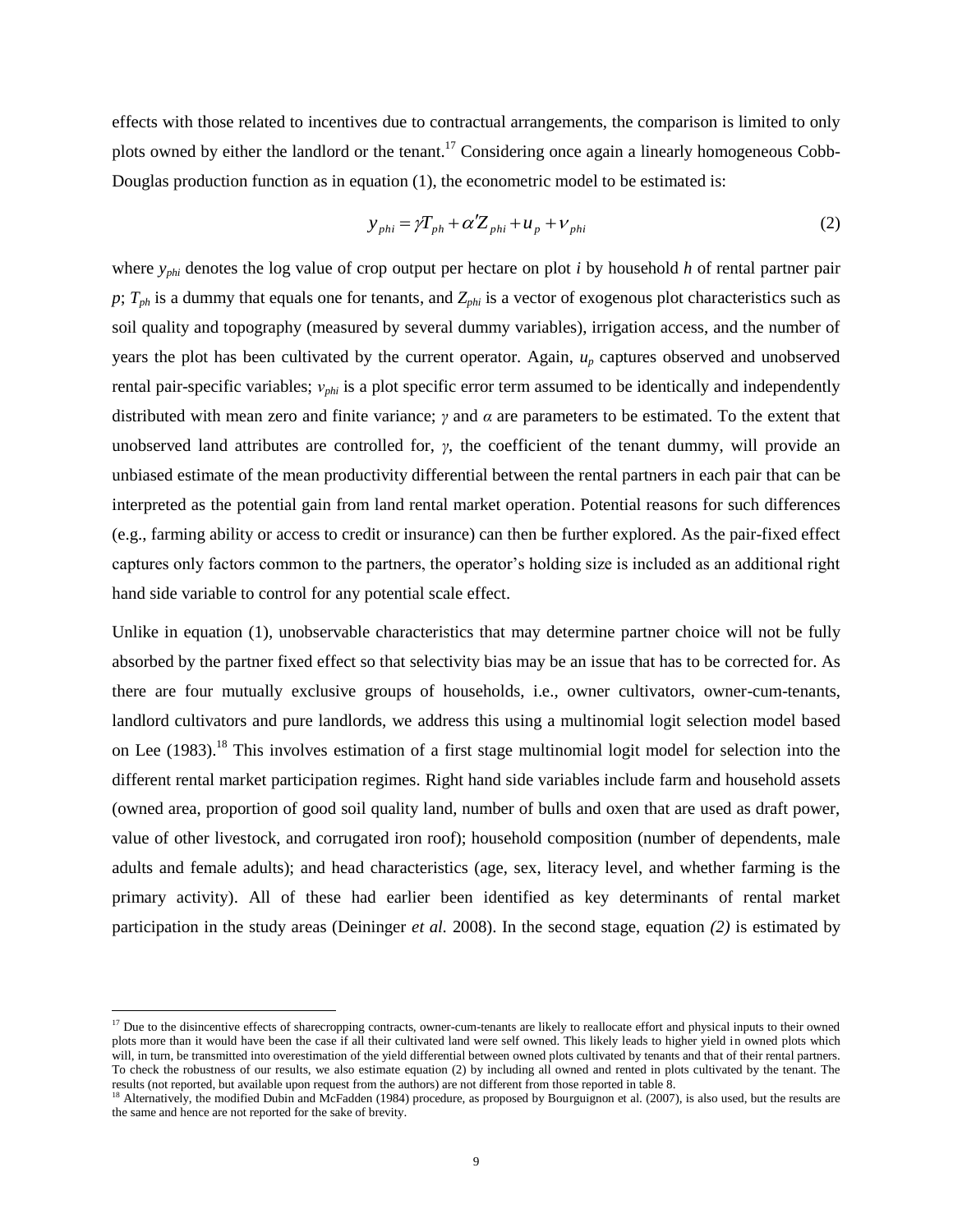effects with those related to incentives due to contractual arrangements, the comparison is limited to only plots owned by either the landlord or the tenant.[17] Considering once again a linearly homogeneous Cobb-Douglas production function as in equation (1), the econometric model to be estimated is:

$$y_{phi} = \gamma T_{ph} + \alpha' Z_{phi} + u_p + \nu_{phi} \tag{2}$$

where $y_{phi}$ denotes the log value of crop output per hectare on plot $i$ by household $h$ of rental partner pair $p$; $T_{ph}$ is a dummy that equals one for tenants, and $Z_{phi}$ is a vector of exogenous plot characteristics such as soil quality and topography (measured by several dummy variables), irrigation access, and the number of years the plot has been cultivated by the current operator. Again, $u_p$ captures observed and unobserved rental pair-specific variables; $\nu_{phi}$ is a plot specific error term assumed to be identically and independently distributed with mean zero and finite variance; $\gamma$ and $\alpha$ are parameters to be estimated. To the extent that unobserved land attributes are controlled for, $\gamma$, the coefficient of the tenant dummy, will provide an unbiased estimate of the mean productivity differential between the rental partners in each pair that can be interpreted as the potential gain from land rental market operation. Potential reasons for such differences (e.g., farming ability or access to credit or insurance) can then be further explored. As the pair-fixed effect captures only factors common to the partners, the operator's holding size is included as an additional right hand side variable to control for any potential scale effect.

Unlike in equation (1), unobservable characteristics that may determine partner choice will not be fully absorbed by the partner fixed effect so that selectivity bias may be an issue that has to be corrected for. As there are four mutually exclusive groups of households, i.e., owner cultivators, owner-cum-tenants, landlord cultivators and pure landlords, we address this using a multinomial logit selection model based on Lee (1983).[18] This involves estimation of a first stage multinomial logit model for selection into the different rental market participation regimes. Right hand side variables include farm and household assets (owned area, proportion of good soil quality land, number of bulls and oxen that are used as draft power, value of other livestock, and corrugated iron roof); household composition (number of dependents, male adults and female adults); and head characteristics (age, sex, literacy level, and whether farming is the primary activity). All of these had earlier been identified as key determinants of rental market participation in the study areas (Deininger *et al.* 2008). In the second stage, equation *(2)* is estimated by

---

[17] Due to the disincentive effects of sharecropping contracts, owner-cum-tenants are likely to reallocate effort and physical inputs to their owned plots more than it would have been the case if all their cultivated land were self owned. This likely leads to higher yield in owned plots which will, in turn, be transmitted into overestimation of the yield differential between owned plots cultivated by tenants and that of their rental partners. To check the robustness of our results, we also estimate equation (2) by including all owned and rented in plots cultivated by the tenant. The results (not reported, but available upon request from the authors) are not different from those reported in table 8.

[18] Alternatively, the modified Dubin and McFadden (1984) procedure, as proposed by Bourguignon et al. (2007), is also used, but the results are the same and hence are not reported for the sake of brevity.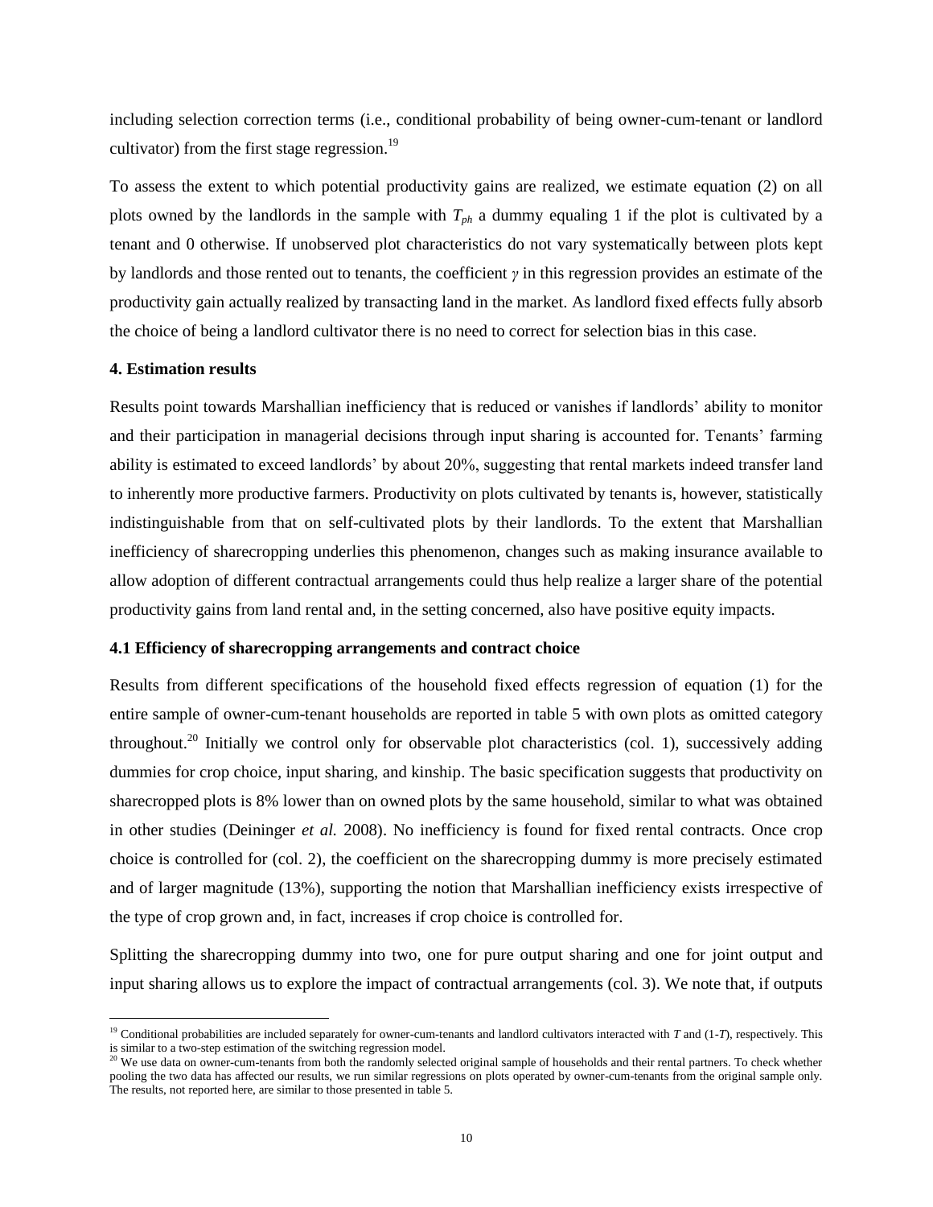including selection correction terms (i.e., conditional probability of being owner-cum-tenant or landlord cultivator) from the first stage regression.[19]

To assess the extent to which potential productivity gains are realized, we estimate equation (2) on all plots owned by the landlords in the sample with $T_{ph}$ a dummy equaling 1 if the plot is cultivated by a tenant and 0 otherwise. If unobserved plot characteristics do not vary systematically between plots kept by landlords and those rented out to tenants, the coefficient $\gamma$ in this regression provides an estimate of the productivity gain actually realized by transacting land in the market. As landlord fixed effects fully absorb the choice of being a landlord cultivator there is no need to correct for selection bias in this case.

## 4. Estimation results

Results point towards Marshallian inefficiency that is reduced or vanishes if landlords' ability to monitor and their participation in managerial decisions through input sharing is accounted for. Tenants' farming ability is estimated to exceed landlords' by about 20%, suggesting that rental markets indeed transfer land to inherently more productive farmers. Productivity on plots cultivated by tenants is, however, statistically indistinguishable from that on self-cultivated plots by their landlords. To the extent that Marshallian inefficiency of sharecropping underlies this phenomenon, changes such as making insurance available to allow adoption of different contractual arrangements could thus help realize a larger share of the potential productivity gains from land rental and, in the setting concerned, also have positive equity impacts.

### 4.1 Efficiency of sharecropping arrangements and contract choice

Results from different specifications of the household fixed effects regression of equation (1) for the entire sample of owner-cum-tenant households are reported in table 5 with own plots as omitted category throughout.[20] Initially we control only for observable plot characteristics (col. 1), successively adding dummies for crop choice, input sharing, and kinship. The basic specification suggests that productivity on sharecropped plots is 8% lower than on owned plots by the same household, similar to what was obtained in other studies (Deininger *et al.* 2008). No inefficiency is found for fixed rental contracts. Once crop choice is controlled for (col. 2), the coefficient on the sharecropping dummy is more precisely estimated and of larger magnitude (13%), supporting the notion that Marshallian inefficiency exists irrespective of the type of crop grown and, in fact, increases if crop choice is controlled for.

Splitting the sharecropping dummy into two, one for pure output sharing and one for joint output and input sharing allows us to explore the impact of contractual arrangements (col. 3). We note that, if outputs

[19] Conditional probabilities are included separately for owner-cum-tenants and landlord cultivators interacted with $T$ and $(1-T)$, respectively. This is similar to a two-step estimation of the switching regression model.

[20] We use data on owner-cum-tenants from both the randomly selected original sample of households and their rental partners. To check whether pooling the two data has affected our results, we run similar regressions on plots operated by owner-cum-tenants from the original sample only. The results, not reported here, are similar to those presented in table 5.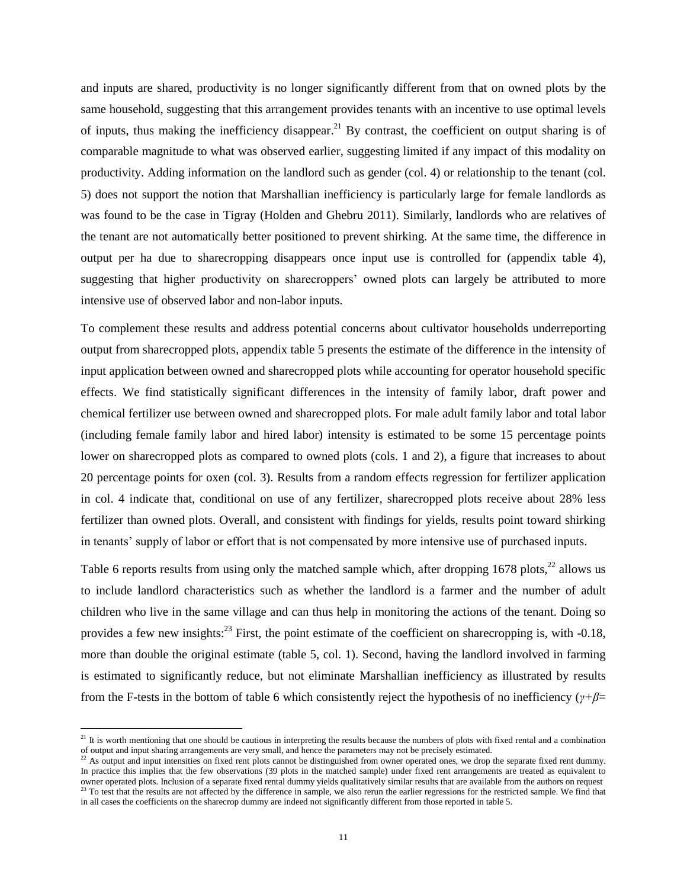and inputs are shared, productivity is no longer significantly different from that on owned plots by the same household, suggesting that this arrangement provides tenants with an incentive to use optimal levels of inputs, thus making the inefficiency disappear.[21] By contrast, the coefficient on output sharing is of comparable magnitude to what was observed earlier, suggesting limited if any impact of this modality on productivity. Adding information on the landlord such as gender (col. 4) or relationship to the tenant (col. 5) does not support the notion that Marshallian inefficiency is particularly large for female landlords as was found to be the case in Tigray (Holden and Ghebru 2011). Similarly, landlords who are relatives of the tenant are not automatically better positioned to prevent shirking. At the same time, the difference in output per ha due to sharecropping disappears once input use is controlled for (appendix table 4), suggesting that higher productivity on sharecroppers' owned plots can largely be attributed to more intensive use of observed labor and non-labor inputs.

To complement these results and address potential concerns about cultivator households underreporting output from sharecropped plots, appendix table 5 presents the estimate of the difference in the intensity of input application between owned and sharecropped plots while accounting for operator household specific effects. We find statistically significant differences in the intensity of family labor, draft power and chemical fertilizer use between owned and sharecropped plots. For male adult family labor and total labor (including female family labor and hired labor) intensity is estimated to be some 15 percentage points lower on sharecropped plots as compared to owned plots (cols. 1 and 2), a figure that increases to about 20 percentage points for oxen (col. 3). Results from a random effects regression for fertilizer application in col. 4 indicate that, conditional on use of any fertilizer, sharecropped plots receive about 28% less fertilizer than owned plots. Overall, and consistent with findings for yields, results point toward shirking in tenants' supply of labor or effort that is not compensated by more intensive use of purchased inputs.

Table 6 reports results from using only the matched sample which, after dropping 1678 plots,[22] allows us to include landlord characteristics such as whether the landlord is a farmer and the number of adult children who live in the same village and can thus help in monitoring the actions of the tenant. Doing so provides a few new insights:[23] First, the point estimate of the coefficient on sharecropping is, with -0.18, more than double the original estimate (table 5, col. 1). Second, having the landlord involved in farming is estimated to significantly reduce, but not eliminate Marshallian inefficiency as illustrated by results from the F-tests in the bottom of table 6 which consistently reject the hypothesis of no inefficiency ($\gamma+\beta=$

---

[21] It is worth mentioning that one should be cautious in interpreting the results because the numbers of plots with fixed rental and a combination of output and input sharing arrangements are very small, and hence the parameters may not be precisely estimated.

[22] As output and input intensities on fixed rent plots cannot be distinguished from owner operated ones, we drop the separate fixed rent dummy. In practice this implies that the few observations (39 plots in the matched sample) under fixed rent arrangements are treated as equivalent to owner operated plots. Inclusion of a separate fixed rental dummy yields qualitatively similar results that are available from the authors on request

[23] To test that the results are not affected by the difference in sample, we also rerun the earlier regressions for the restricted sample. We find that in all cases the coefficients on the sharecrop dummy are indeed not significantly different from those reported in table 5.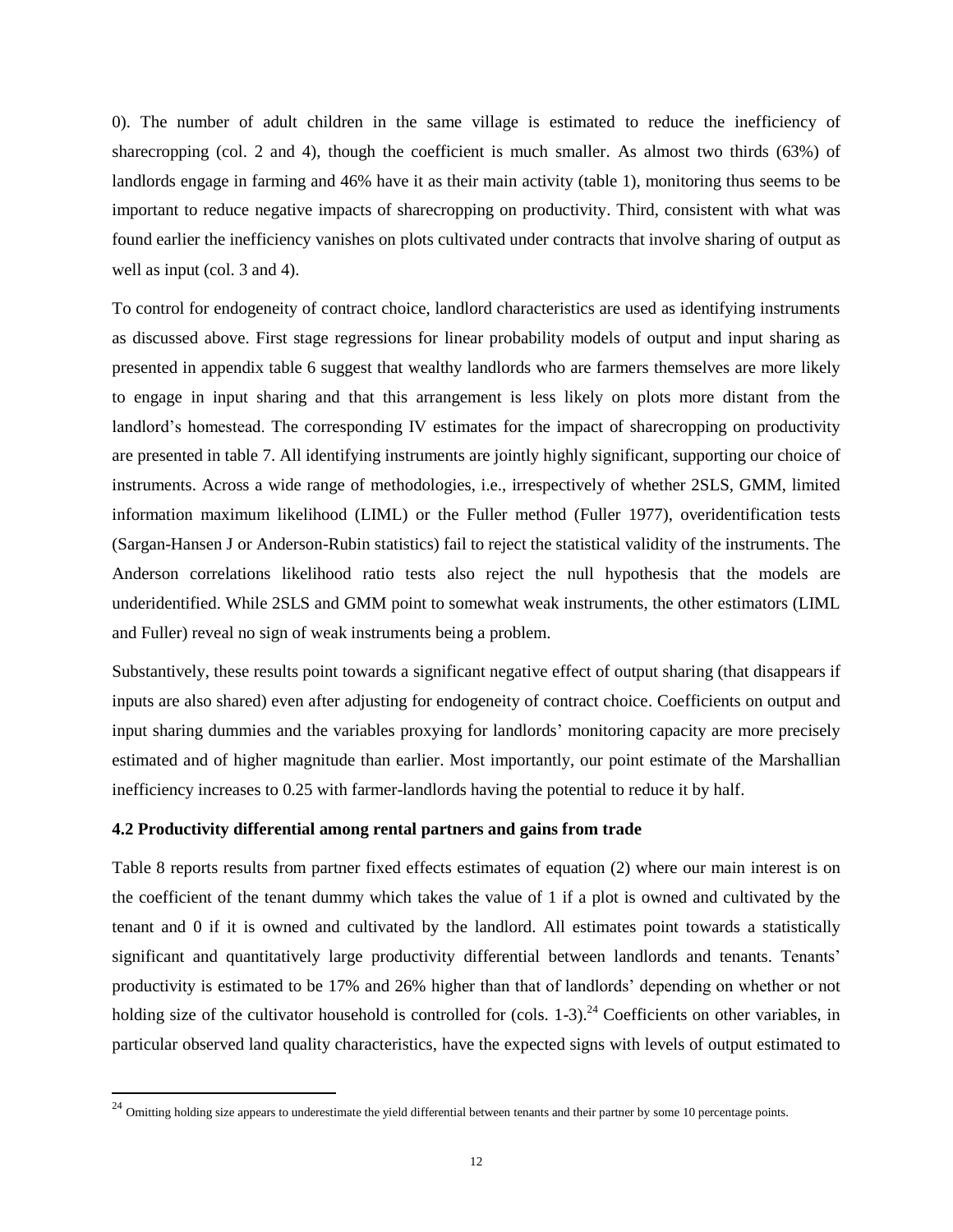0). The number of adult children in the same village is estimated to reduce the inefficiency of sharecropping (col. 2 and 4), though the coefficient is much smaller. As almost two thirds (63%) of landlords engage in farming and 46% have it as their main activity (table 1), monitoring thus seems to be important to reduce negative impacts of sharecropping on productivity. Third, consistent with what was found earlier the inefficiency vanishes on plots cultivated under contracts that involve sharing of output as well as input (col. 3 and 4).

To control for endogeneity of contract choice, landlord characteristics are used as identifying instruments as discussed above. First stage regressions for linear probability models of output and input sharing as presented in appendix table 6 suggest that wealthy landlords who are farmers themselves are more likely to engage in input sharing and that this arrangement is less likely on plots more distant from the landlord's homestead. The corresponding IV estimates for the impact of sharecropping on productivity are presented in table 7. All identifying instruments are jointly highly significant, supporting our choice of instruments. Across a wide range of methodologies, i.e., irrespectively of whether 2SLS, GMM, limited information maximum likelihood (LIML) or the Fuller method (Fuller 1977), overidentification tests (Sargan-Hansen J or Anderson-Rubin statistics) fail to reject the statistical validity of the instruments. The Anderson correlations likelihood ratio tests also reject the null hypothesis that the models are underidentified. While 2SLS and GMM point to somewhat weak instruments, the other estimators (LIML and Fuller) reveal no sign of weak instruments being a problem.

Substantively, these results point towards a significant negative effect of output sharing (that disappears if inputs are also shared) even after adjusting for endogeneity of contract choice. Coefficients on output and input sharing dummies and the variables proxying for landlords' monitoring capacity are more precisely estimated and of higher magnitude than earlier. Most importantly, our point estimate of the Marshallian inefficiency increases to 0.25 with farmer-landlords having the potential to reduce it by half.

### 4.2 Productivity differential among rental partners and gains from trade

Table 8 reports results from partner fixed effects estimates of equation (2) where our main interest is on the coefficient of the tenant dummy which takes the value of 1 if a plot is owned and cultivated by the tenant and 0 if it is owned and cultivated by the landlord. All estimates point towards a statistically significant and quantitatively large productivity differential between landlords and tenants. Tenants' productivity is estimated to be 17% and 26% higher than that of landlords' depending on whether or not holding size of the cultivator household is controlled for (cols. 1-3).[24] Coefficients on other variables, in particular observed land quality characteristics, have the expected signs with levels of output estimated to

[24] Omitting holding size appears to underestimate the yield differential between tenants and their partner by some 10 percentage points.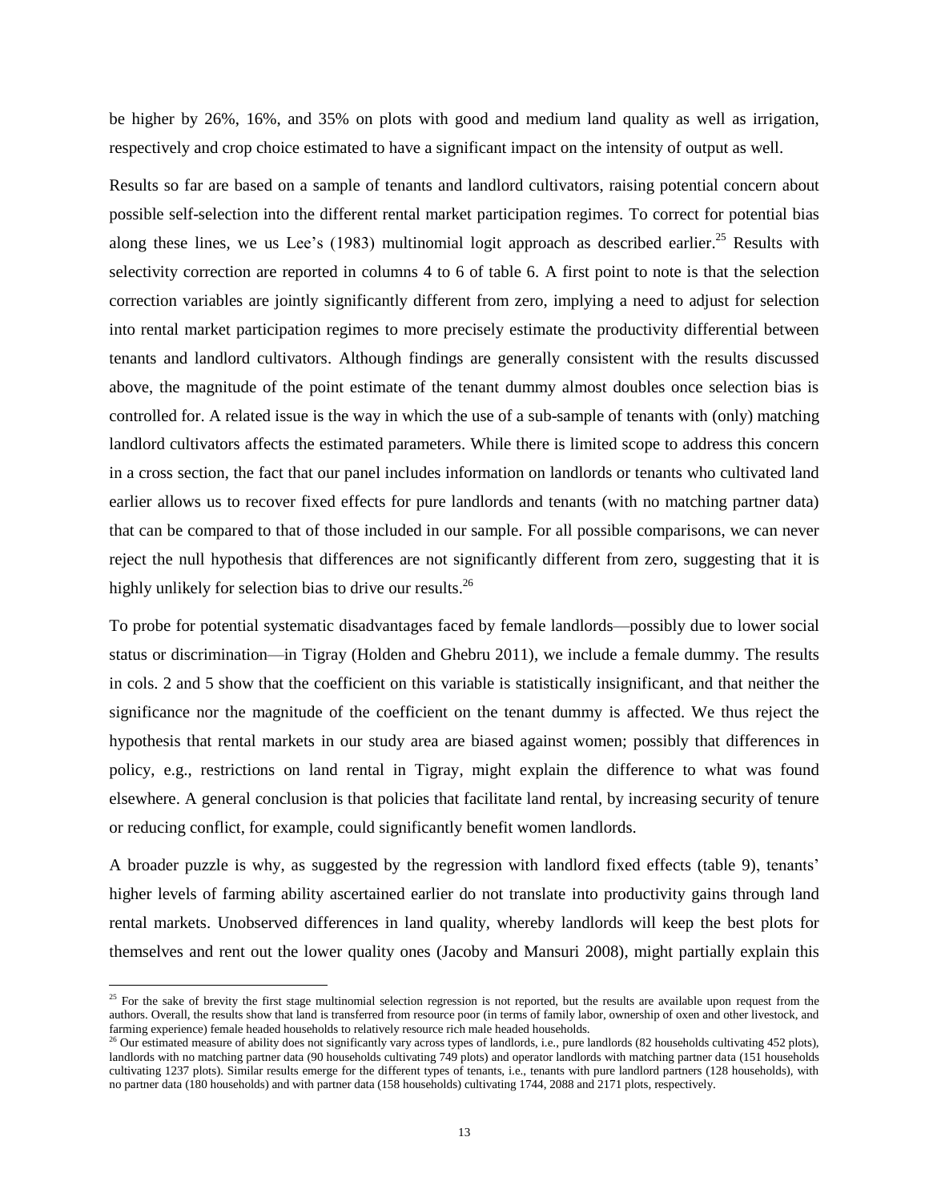be higher by 26%, 16%, and 35% on plots with good and medium land quality as well as irrigation, respectively and crop choice estimated to have a significant impact on the intensity of output as well.

Results so far are based on a sample of tenants and landlord cultivators, raising potential concern about possible self-selection into the different rental market participation regimes. To correct for potential bias along these lines, we us Lee's (1983) multinomial logit approach as described earlier.[25] Results with selectivity correction are reported in columns 4 to 6 of table 6. A first point to note is that the selection correction variables are jointly significantly different from zero, implying a need to adjust for selection into rental market participation regimes to more precisely estimate the productivity differential between tenants and landlord cultivators. Although findings are generally consistent with the results discussed above, the magnitude of the point estimate of the tenant dummy almost doubles once selection bias is controlled for. A related issue is the way in which the use of a sub-sample of tenants with (only) matching landlord cultivators affects the estimated parameters. While there is limited scope to address this concern in a cross section, the fact that our panel includes information on landlords or tenants who cultivated land earlier allows us to recover fixed effects for pure landlords and tenants (with no matching partner data) that can be compared to that of those included in our sample. For all possible comparisons, we can never reject the null hypothesis that differences are not significantly different from zero, suggesting that it is highly unlikely for selection bias to drive our results.[26]

To probe for potential systematic disadvantages faced by female landlords—possibly due to lower social status or discrimination—in Tigray (Holden and Ghebru 2011), we include a female dummy. The results in cols. 2 and 5 show that the coefficient on this variable is statistically insignificant, and that neither the significance nor the magnitude of the coefficient on the tenant dummy is affected. We thus reject the hypothesis that rental markets in our study area are biased against women; possibly that differences in policy, e.g., restrictions on land rental in Tigray, might explain the difference to what was found elsewhere. A general conclusion is that policies that facilitate land rental, by increasing security of tenure or reducing conflict, for example, could significantly benefit women landlords.

A broader puzzle is why, as suggested by the regression with landlord fixed effects (table 9), tenants' higher levels of farming ability ascertained earlier do not translate into productivity gains through land rental markets. Unobserved differences in land quality, whereby landlords will keep the best plots for themselves and rent out the lower quality ones (Jacoby and Mansuri 2008), might partially explain this

---

[25] For the sake of brevity the first stage multinomial selection regression is not reported, but the results are available upon request from the authors. Overall, the results show that land is transferred from resource poor (in terms of family labor, ownership of oxen and other livestock, and farming experience) female headed households to relatively resource rich male headed households.

[26] Our estimated measure of ability does not significantly vary across types of landlords, i.e., pure landlords (82 households cultivating 452 plots), landlords with no matching partner data (90 households cultivating 749 plots) and operator landlords with matching partner data (151 households cultivating 1237 plots). Similar results emerge for the different types of tenants, i.e., tenants with pure landlord partners (128 households), with no partner data (180 households) and with partner data (158 households) cultivating 1744, 2088 and 2171 plots, respectively.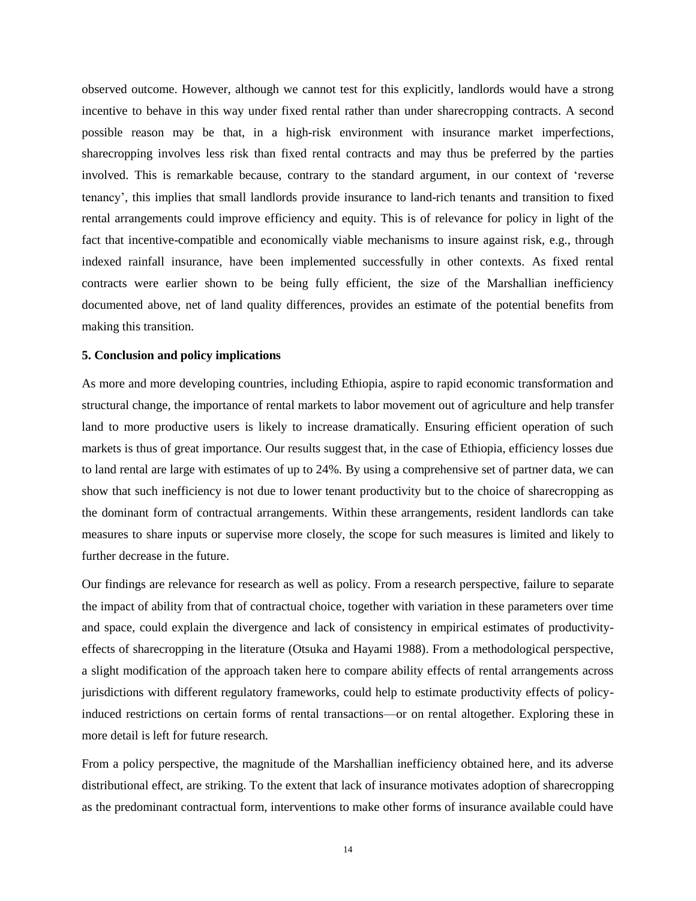observed outcome. However, although we cannot test for this explicitly, landlords would have a strong incentive to behave in this way under fixed rental rather than under sharecropping contracts. A second possible reason may be that, in a high-risk environment with insurance market imperfections, sharecropping involves less risk than fixed rental contracts and may thus be preferred by the parties involved. This is remarkable because, contrary to the standard argument, in our context of 'reverse tenancy', this implies that small landlords provide insurance to land-rich tenants and transition to fixed rental arrangements could improve efficiency and equity. This is of relevance for policy in light of the fact that incentive-compatible and economically viable mechanisms to insure against risk, e.g., through indexed rainfall insurance, have been implemented successfully in other contexts. As fixed rental contracts were earlier shown to be being fully efficient, the size of the Marshallian inefficiency documented above, net of land quality differences, provides an estimate of the potential benefits from making this transition.

## 5. Conclusion and policy implications

As more and more developing countries, including Ethiopia, aspire to rapid economic transformation and structural change, the importance of rental markets to labor movement out of agriculture and help transfer land to more productive users is likely to increase dramatically. Ensuring efficient operation of such markets is thus of great importance. Our results suggest that, in the case of Ethiopia, efficiency losses due to land rental are large with estimates of up to 24%. By using a comprehensive set of partner data, we can show that such inefficiency is not due to lower tenant productivity but to the choice of sharecropping as the dominant form of contractual arrangements. Within these arrangements, resident landlords can take measures to share inputs or supervise more closely, the scope for such measures is limited and likely to further decrease in the future.

Our findings are relevance for research as well as policy. From a research perspective, failure to separate the impact of ability from that of contractual choice, together with variation in these parameters over time and space, could explain the divergence and lack of consistency in empirical estimates of productivity-effects of sharecropping in the literature (Otsuka and Hayami 1988). From a methodological perspective, a slight modification of the approach taken here to compare ability effects of rental arrangements across jurisdictions with different regulatory frameworks, could help to estimate productivity effects of policy-induced restrictions on certain forms of rental transactions—or on rental altogether. Exploring these in more detail is left for future research.

From a policy perspective, the magnitude of the Marshallian inefficiency obtained here, and its adverse distributional effect, are striking. To the extent that lack of insurance motivates adoption of sharecropping as the predominant contractual form, interventions to make other forms of insurance available could have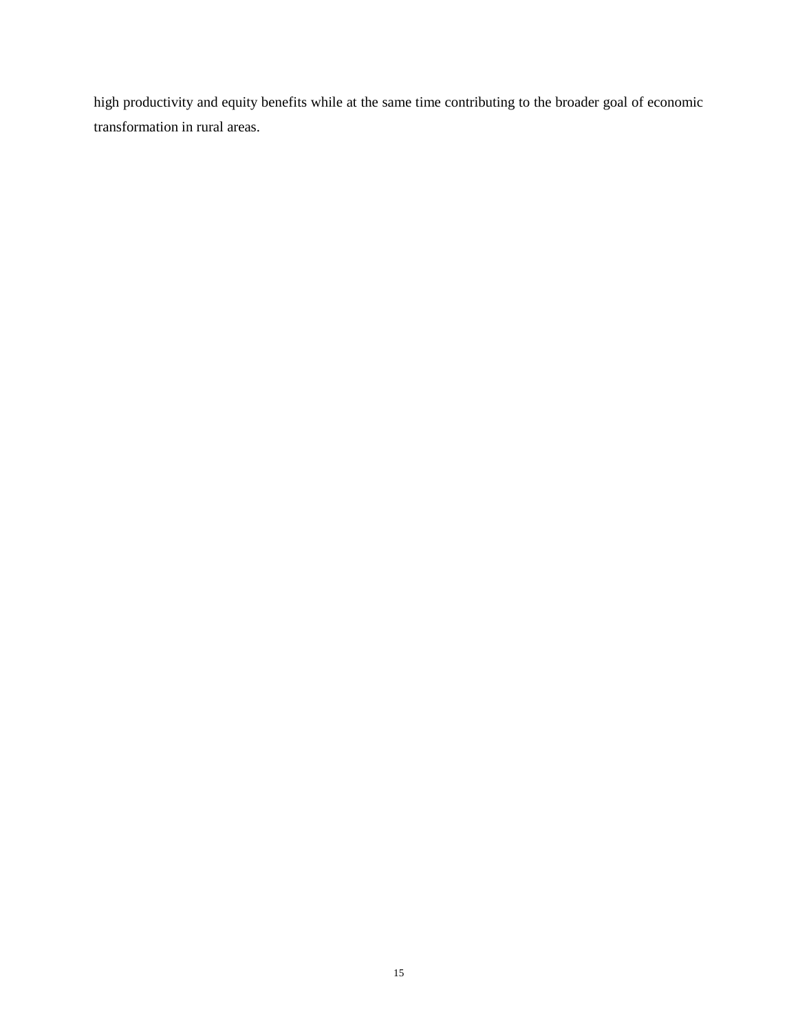high productivity and equity benefits while at the same time contributing to the broader goal of economic transformation in rural areas.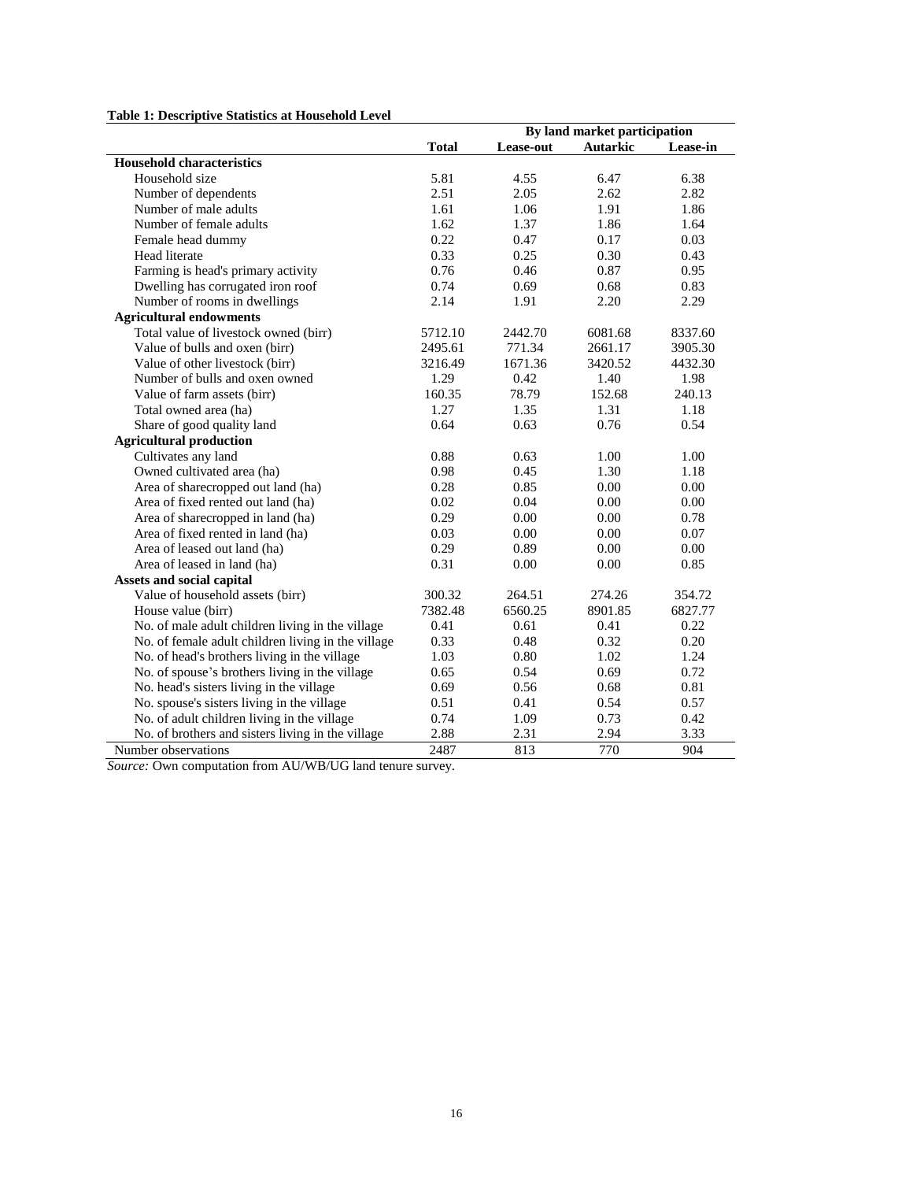**Table 1: Descriptive Statistics at Household Level**

| | Total | By land market participation | | |
|---|---|---|---|---|
| | | Lease-out | Autarkic | Lease-in |
| **Household characteristics** | | | | |
| Household size | 5.81 | 4.55 | 6.47 | 6.38 |
| Number of dependents | 2.51 | 2.05 | 2.62 | 2.82 |
| Number of male adults | 1.61 | 1.06 | 1.91 | 1.86 |
| Number of female adults | 1.62 | 1.37 | 1.86 | 1.64 |
| Female head dummy | 0.22 | 0.47 | 0.17 | 0.03 |
| Head literate | 0.33 | 0.25 | 0.30 | 0.43 |
| Farming is head's primary activity | 0.76 | 0.46 | 0.87 | 0.95 |
| Dwelling has corrugated iron roof | 0.74 | 0.69 | 0.68 | 0.83 |
| Number of rooms in dwellings | 2.14 | 1.91 | 2.20 | 2.29 |
| **Agricultural endowments** | | | | |
| Total value of livestock owned (birr) | 5712.10 | 2442.70 | 6081.68 | 8337.60 |
| Value of bulls and oxen (birr) | 2495.61 | 771.34 | 2661.17 | 3905.30 |
| Value of other livestock (birr) | 3216.49 | 1671.36 | 3420.52 | 4432.30 |
| Number of bulls and oxen owned | 1.29 | 0.42 | 1.40 | 1.98 |
| Value of farm assets (birr) | 160.35 | 78.79 | 152.68 | 240.13 |
| Total owned area (ha) | 1.27 | 1.35 | 1.31 | 1.18 |
| Share of good quality land | 0.64 | 0.63 | 0.76 | 0.54 |
| **Agricultural production** | | | | |
| Cultivates any land | 0.88 | 0.63 | 1.00 | 1.00 |
| Owned cultivated area (ha) | 0.98 | 0.45 | 1.30 | 1.18 |
| Area of sharecropped out land (ha) | 0.28 | 0.85 | 0.00 | 0.00 |
| Area of fixed rented out land (ha) | 0.02 | 0.04 | 0.00 | 0.00 |
| Area of sharecropped in land (ha) | 0.29 | 0.00 | 0.00 | 0.78 |
| Area of fixed rented in land (ha) | 0.03 | 0.00 | 0.00 | 0.07 |
| Area of leased out land (ha) | 0.29 | 0.89 | 0.00 | 0.00 |
| Area of leased in land (ha) | 0.31 | 0.00 | 0.00 | 0.85 |
| **Assets and social capital** | | | | |
| Value of household assets (birr) | 300.32 | 264.51 | 274.26 | 354.72 |
| House value (birr) | 7382.48 | 6560.25 | 8901.85 | 6827.77 |
| No. of male adult children living in the village | 0.41 | 0.61 | 0.41 | 0.22 |
| No. of female adult children living in the village | 0.33 | 0.48 | 0.32 | 0.20 |
| No. of head's brothers living in the village | 1.03 | 0.80 | 1.02 | 1.24 |
| No. of spouse's brothers living in the village | 0.65 | 0.54 | 0.69 | 0.72 |
| No. head's sisters living in the village | 0.69 | 0.56 | 0.68 | 0.81 |
| No. spouse's sisters living in the village | 0.51 | 0.41 | 0.54 | 0.57 |
| No. of adult children living in the village | 0.74 | 1.09 | 0.73 | 0.42 |
| No. of brothers and sisters living in the village | 2.88 | 2.31 | 2.94 | 3.33 |
| Number observations | 2487 | 813 | 770 | 904 |

*Source:* Own computation from AU/WB/UG land tenure survey.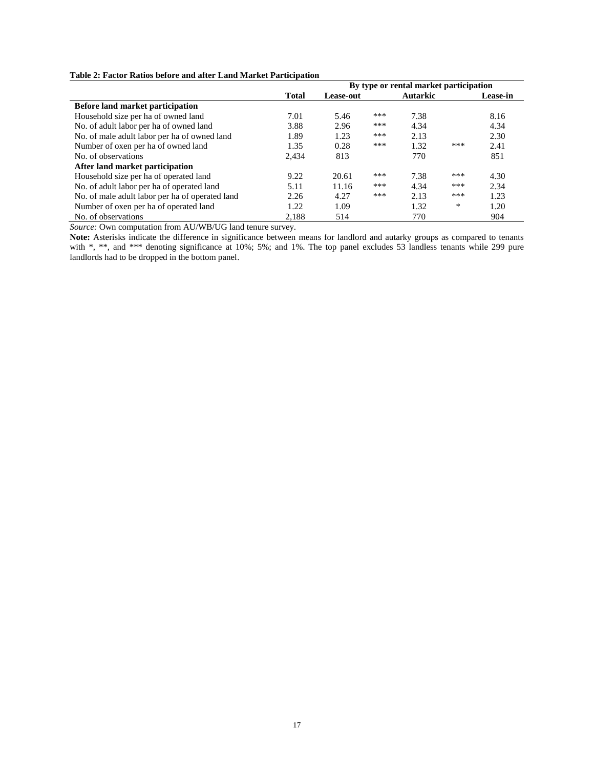**Table 2: Factor Ratios before and after Land Market Participation**

| | Total | By type or rental market participation | | | | |
|---|---|---|---|---|---|---|
| | | Lease-out | | Autarkic | | Lease-in |
| **Before land market participation** | | | | | | |
| Household size per ha of owned land | 7.01 | 5.46 | *** | 7.38 | | 8.16 |
| No. of adult labor per ha of owned land | 3.88 | 2.96 | *** | 4.34 | | 4.34 |
| No. of male adult labor per ha of owned land | 1.89 | 1.23 | *** | 2.13 | | 2.30 |
| Number of oxen per ha of owned land | 1.35 | 0.28 | *** | 1.32 | *** | 2.41 |
| No. of observations | 2,434 | 813 | | 770 | | 851 |
| **After land market participation** | | | | | | |
| Household size per ha of operated land | 9.22 | 20.61 | *** | 7.38 | *** | 4.30 |
| No. of adult labor per ha of operated land | 5.11 | 11.16 | *** | 4.34 | *** | 2.34 |
| No. of male adult labor per ha of operated land | 2.26 | 4.27 | *** | 2.13 | *** | 1.23 |
| Number of oxen per ha of operated land | 1.22 | 1.09 | | 1.32 | * | 1.20 |
| No. of observations | 2,188 | 514 | | 770 | | 904 |

*Source:* Own computation from AU/WB/UG land tenure survey.

**Note:** Asterisks indicate the difference in significance between means for landlord and autarky groups as compared to tenants with *, **, and *** denoting significance at 10%; 5%; and 1%. The top panel excludes 53 landless tenants while 299 pure landlords had to be dropped in the bottom panel.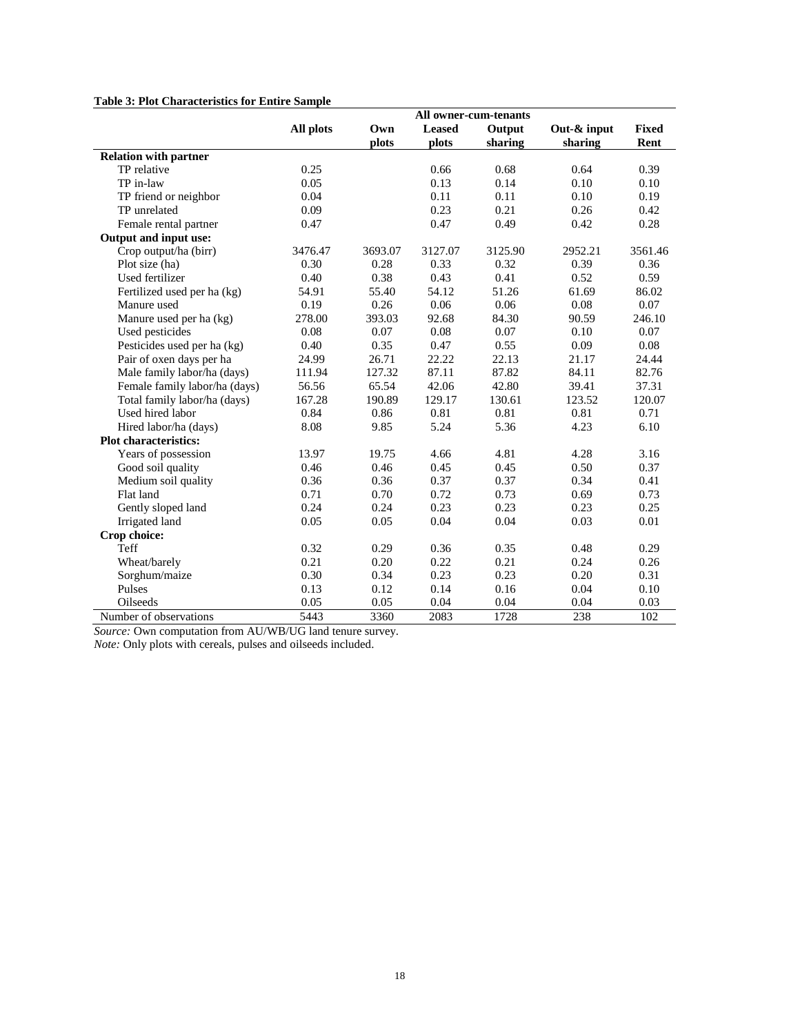**Table 3: Plot Characteristics for Entire Sample**

| | All plots | Own plots | Leased plots | Output sharing | Out-& input sharing | Fixed Rent |
|---|---|---|---|---|---|---|
| | | All owner-cum-tenants | | | | |
| **Relation with partner** | | | | | | |
| TP relative | 0.25 | | 0.66 | 0.68 | 0.64 | 0.39 |
| TP in-law | 0.05 | | 0.13 | 0.14 | 0.10 | 0.10 |
| TP friend or neighbor | 0.04 | | 0.11 | 0.11 | 0.10 | 0.19 |
| TP unrelated | 0.09 | | 0.23 | 0.21 | 0.26 | 0.42 |
| Female rental partner | 0.47 | | 0.47 | 0.49 | 0.42 | 0.28 |
| **Output and input use:** | | | | | | |
| Crop output/ha (birr) | 3476.47 | 3693.07 | 3127.07 | 3125.90 | 2952.21 | 3561.46 |
| Plot size (ha) | 0.30 | 0.28 | 0.33 | 0.32 | 0.39 | 0.36 |
| Used fertilizer | 0.40 | 0.38 | 0.43 | 0.41 | 0.52 | 0.59 |
| Fertilized used per ha (kg) | 54.91 | 55.40 | 54.12 | 51.26 | 61.69 | 86.02 |
| Manure used | 0.19 | 0.26 | 0.06 | 0.06 | 0.08 | 0.07 |
| Manure used per ha (kg) | 278.00 | 393.03 | 92.68 | 84.30 | 90.59 | 246.10 |
| Used pesticides | 0.08 | 0.07 | 0.08 | 0.07 | 0.10 | 0.07 |
| Pesticides used per ha (kg) | 0.40 | 0.35 | 0.47 | 0.55 | 0.09 | 0.08 |
| Pair of oxen days per ha | 24.99 | 26.71 | 22.22 | 22.13 | 21.17 | 24.44 |
| Male family labor/ha (days) | 111.94 | 127.32 | 87.11 | 87.82 | 84.11 | 82.76 |
| Female family labor/ha (days) | 56.56 | 65.54 | 42.06 | 42.80 | 39.41 | 37.31 |
| Total family labor/ha (days) | 167.28 | 190.89 | 129.17 | 130.61 | 123.52 | 120.07 |
| Used hired labor | 0.84 | 0.86 | 0.81 | 0.81 | 0.81 | 0.71 |
| Hired labor/ha (days) | 8.08 | 9.85 | 5.24 | 5.36 | 4.23 | 6.10 |
| **Plot characteristics:** | | | | | | |
| Years of possession | 13.97 | 19.75 | 4.66 | 4.81 | 4.28 | 3.16 |
| Good soil quality | 0.46 | 0.46 | 0.45 | 0.45 | 0.50 | 0.37 |
| Medium soil quality | 0.36 | 0.36 | 0.37 | 0.37 | 0.34 | 0.41 |
| Flat land | 0.71 | 0.70 | 0.72 | 0.73 | 0.69 | 0.73 |
| Gently sloped land | 0.24 | 0.24 | 0.23 | 0.23 | 0.23 | 0.25 |
| Irrigated land | 0.05 | 0.05 | 0.04 | 0.04 | 0.03 | 0.01 |
| **Crop choice:** | | | | | | |
| Teff | 0.32 | 0.29 | 0.36 | 0.35 | 0.48 | 0.29 |
| Wheat/barely | 0.21 | 0.20 | 0.22 | 0.21 | 0.24 | 0.26 |
| Sorghum/maize | 0.30 | 0.34 | 0.23 | 0.23 | 0.20 | 0.31 |
| Pulses | 0.13 | 0.12 | 0.14 | 0.16 | 0.04 | 0.10 |
| Oilseeds | 0.05 | 0.05 | 0.04 | 0.04 | 0.04 | 0.03 |
| Number of observations | 5443 | 3360 | 2083 | 1728 | 238 | 102 |

*Source:* Own computation from AU/WB/UG land tenure survey.
*Note:* Only plots with cereals, pulses and oilseeds included.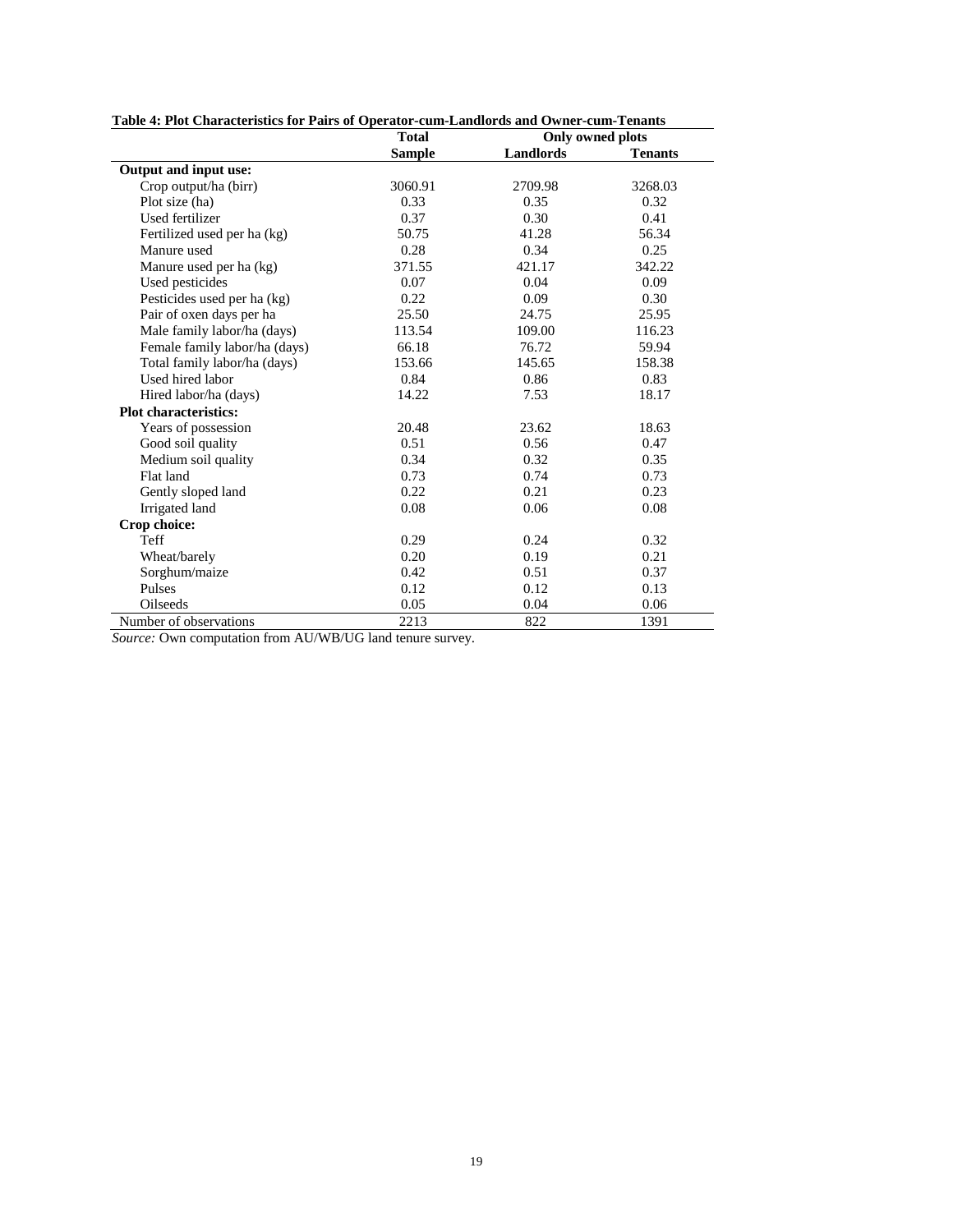**Table 4: Plot Characteristics for Pairs of Operator-cum-Landlords and Owner-cum-Tenants**

| | Total | Only owned plots | |
|---|---|---|---|
| | Sample | Landlords | Tenants |
| **Output and input use:** | | | |
| Crop output/ha (birr) | 3060.91 | 2709.98 | 3268.03 |
| Plot size (ha) | 0.33 | 0.35 | 0.32 |
| Used fertilizer | 0.37 | 0.30 | 0.41 |
| Fertilized used per ha (kg) | 50.75 | 41.28 | 56.34 |
| Manure used | 0.28 | 0.34 | 0.25 |
| Manure used per ha (kg) | 371.55 | 421.17 | 342.22 |
| Used pesticides | 0.07 | 0.04 | 0.09 |
| Pesticides used per ha (kg) | 0.22 | 0.09 | 0.30 |
| Pair of oxen days per ha | 25.50 | 24.75 | 25.95 |
| Male family labor/ha (days) | 113.54 | 109.00 | 116.23 |
| Female family labor/ha (days) | 66.18 | 76.72 | 59.94 |
| Total family labor/ha (days) | 153.66 | 145.65 | 158.38 |
| Used hired labor | 0.84 | 0.86 | 0.83 |
| Hired labor/ha (days) | 14.22 | 7.53 | 18.17 |
| **Plot characteristics:** | | | |
| Years of possession | 20.48 | 23.62 | 18.63 |
| Good soil quality | 0.51 | 0.56 | 0.47 |
| Medium soil quality | 0.34 | 0.32 | 0.35 |
| Flat land | 0.73 | 0.74 | 0.73 |
| Gently sloped land | 0.22 | 0.21 | 0.23 |
| Irrigated land | 0.08 | 0.06 | 0.08 |
| **Crop choice:** | | | |
| Teff | 0.29 | 0.24 | 0.32 |
| Wheat/barely | 0.20 | 0.19 | 0.21 |
| Sorghum/maize | 0.42 | 0.51 | 0.37 |
| Pulses | 0.12 | 0.12 | 0.13 |
| Oilseeds | 0.05 | 0.04 | 0.06 |
| Number of observations | 2213 | 822 | 1391 |

*Source:* Own computation from AU/WB/UG land tenure survey.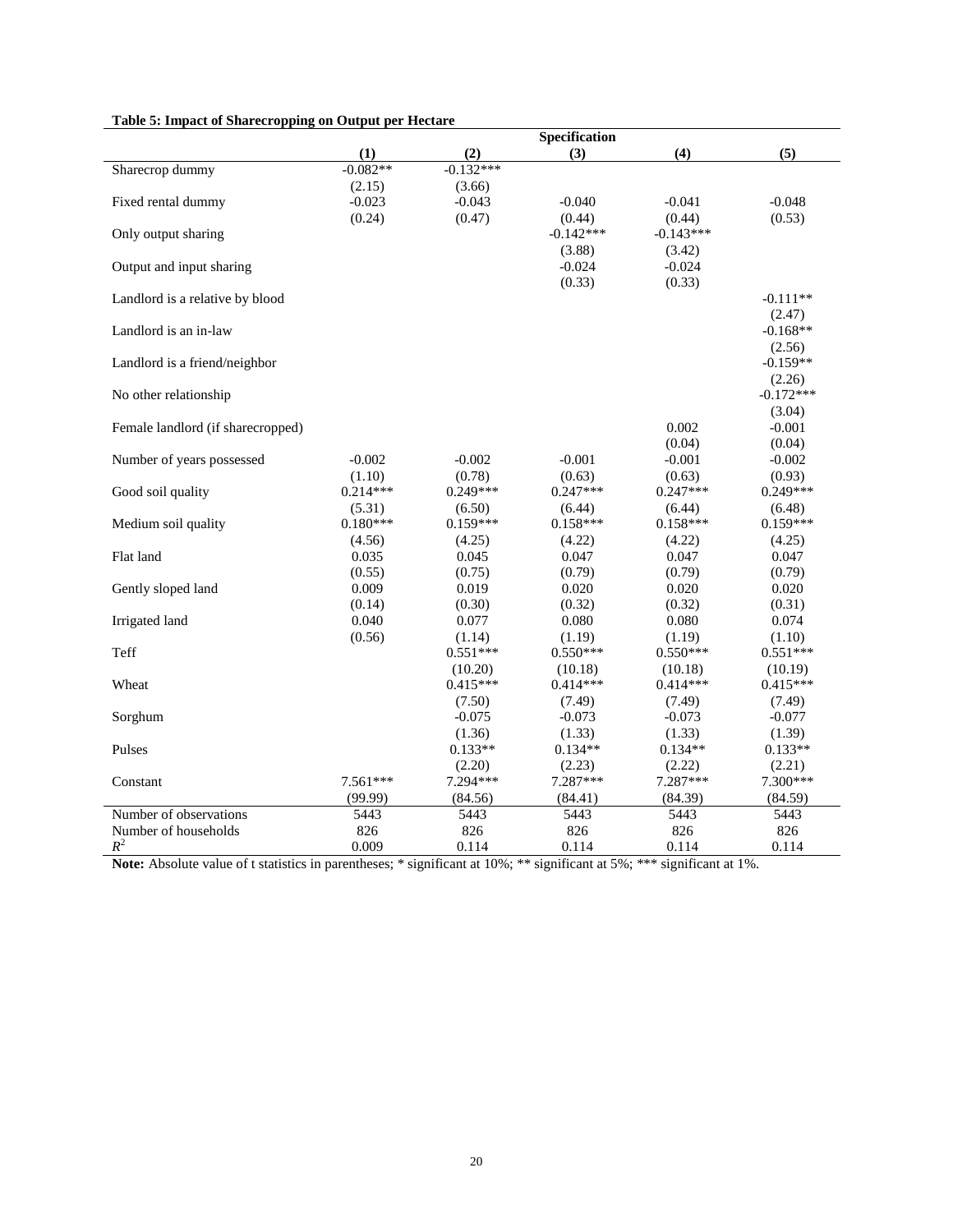**Table 5: Impact of Sharecropping on Output per Hectare**

| | Specification | | | | |
|---|---|---|---|---|---|
| | (1) | (2) | (3) | (4) | (5) |
| Sharecrop dummy | -0.082** | -0.132*** | | | |
| | (2.15) | (3.66) | | | |
| Fixed rental dummy | -0.023 | -0.043 | -0.040 | -0.041 | -0.048 |
| | (0.24) | (0.47) | (0.44) | (0.44) | (0.53) |
| Only output sharing | | | -0.142*** | -0.143*** | |
| | | | (3.88) | (3.42) | |
| Output and input sharing | | | -0.024 | -0.024 | |
| | | | (0.33) | (0.33) | |
| Landlord is a relative by blood | | | | | -0.111** |
| | | | | | (2.47) |
| Landlord is an in-law | | | | | -0.168** |
| | | | | | (2.56) |
| Landlord is a friend/neighbor | | | | | -0.159** |
| | | | | | (2.26) |
| No other relationship | | | | | -0.172*** |
| | | | | | (3.04) |
| Female landlord (if sharecropped) | | | | 0.002 | -0.001 |
| | | | | (0.04) | (0.04) |
| Number of years possessed | -0.002 | -0.002 | -0.001 | -0.001 | -0.002 |
| | (1.10) | (0.78) | (0.63) | (0.63) | (0.93) |
| Good soil quality | 0.214*** | 0.249*** | 0.247*** | 0.247*** | 0.249*** |
| | (5.31) | (6.50) | (6.44) | (6.44) | (6.48) |
| Medium soil quality | 0.180*** | 0.159*** | 0.158*** | 0.158*** | 0.159*** |
| | (4.56) | (4.25) | (4.22) | (4.22) | (4.25) |
| Flat land | 0.035 | 0.045 | 0.047 | 0.047 | 0.047 |
| | (0.55) | (0.75) | (0.79) | (0.79) | (0.79) |
| Gently sloped land | 0.009 | 0.019 | 0.020 | 0.020 | 0.020 |
| | (0.14) | (0.30) | (0.32) | (0.32) | (0.31) |
| Irrigated land | 0.040 | 0.077 | 0.080 | 0.080 | 0.074 |
| | (0.56) | (1.14) | (1.19) | (1.19) | (1.10) |
| Teff | | 0.551*** | 0.550*** | 0.550*** | 0.551*** |
| | | (10.20) | (10.18) | (10.18) | (10.19) |
| Wheat | | 0.415*** | 0.414*** | 0.414*** | 0.415*** |
| | | (7.50) | (7.49) | (7.49) | (7.49) |
| Sorghum | | -0.075 | -0.073 | -0.073 | -0.077 |
| | | (1.36) | (1.33) | (1.33) | (1.39) |
| Pulses | | 0.133** | 0.134** | 0.134** | 0.133** |
| | | (2.20) | (2.23) | (2.22) | (2.21) |
| Constant | 7.561*** | 7.294*** | 7.287*** | 7.287*** | 7.300*** |
| | (99.99) | (84.56) | (84.41) | (84.39) | (84.59) |
| Number of observations | 5443 | 5443 | 5443 | 5443 | 5443 |
| Number of households | 826 | 826 | 826 | 826 | 826 |
| $R^2$ | 0.009 | 0.114 | 0.114 | 0.114 | 0.114 |

**Note:** Absolute value of t statistics in parentheses; * significant at 10%; ** significant at 5%; *** significant at 1%.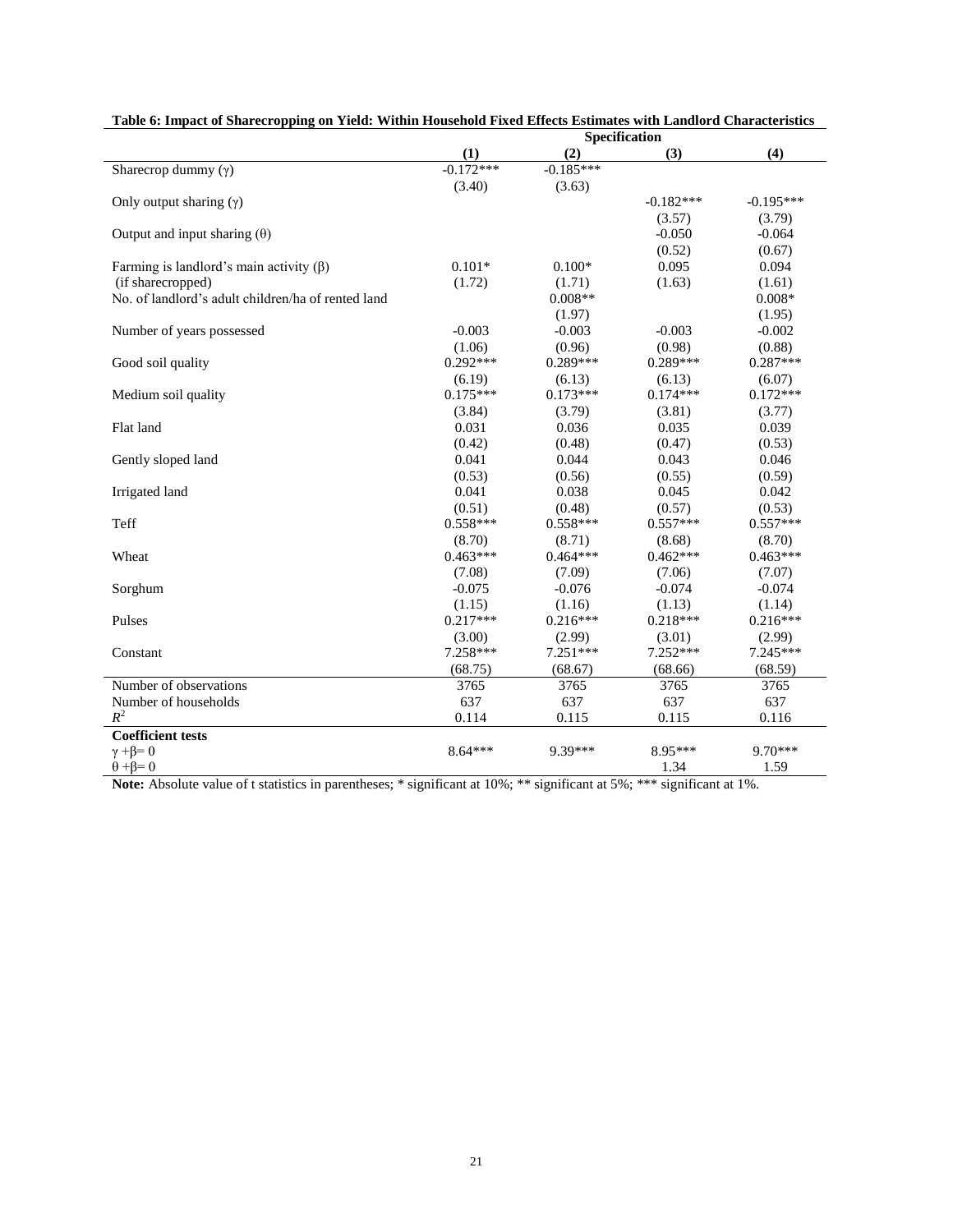**Table 6: Impact of Sharecropping on Yield: Within Household Fixed Effects Estimates with Landlord Characteristics**

| | Specification | | | |
|---|---|---|---|---|
| | (1) | (2) | (3) | (4) |
| Sharecrop dummy ($\gamma$) | -0.172*** | -0.185*** | | |
| | (3.40) | (3.63) | | |
| Only output sharing ($\gamma$) | | | -0.182*** | -0.195*** |
| | | | (3.57) | (3.79) |
| Output and input sharing ($\theta$) | | | -0.050 | -0.064 |
| | | | (0.52) | (0.67) |
| Farming is landlord's main activity ($\beta$) | 0.101* | 0.100* | 0.095 | 0.094 |
| (if sharecropped) | (1.72) | (1.71) | (1.63) | (1.61) |
| No. of landlord's adult children/ha of rented land | | 0.008** | | 0.008* |
| | | (1.97) | | (1.95) |
| Number of years possessed | -0.003 | -0.003 | -0.003 | -0.002 |
| | (1.06) | (0.96) | (0.98) | (0.88) |
| Good soil quality | 0.292*** | 0.289*** | 0.289*** | 0.287*** |
| | (6.19) | (6.13) | (6.13) | (6.07) |
| Medium soil quality | 0.175*** | 0.173*** | 0.174*** | 0.172*** |
| | (3.84) | (3.79) | (3.81) | (3.77) |
| Flat land | 0.031 | 0.036 | 0.035 | 0.039 |
| | (0.42) | (0.48) | (0.47) | (0.53) |
| Gently sloped land | 0.041 | 0.044 | 0.043 | 0.046 |
| | (0.53) | (0.56) | (0.55) | (0.59) |
| Irrigated land | 0.041 | 0.038 | 0.045 | 0.042 |
| | (0.51) | (0.48) | (0.57) | (0.53) |
| Teff | 0.558*** | 0.558*** | 0.557*** | 0.557*** |
| | (8.70) | (8.71) | (8.68) | (8.70) |
| Wheat | 0.463*** | 0.464*** | 0.462*** | 0.463*** |
| | (7.08) | (7.09) | (7.06) | (7.07) |
| Sorghum | -0.075 | -0.076 | -0.074 | -0.074 |
| | (1.15) | (1.16) | (1.13) | (1.14) |
| Pulses | 0.217*** | 0.216*** | 0.218*** | 0.216*** |
| | (3.00) | (2.99) | (3.01) | (2.99) |
| Constant | 7.258*** | 7.251*** | 7.252*** | 7.245*** |
| | (68.75) | (68.67) | (68.66) | (68.59) |
| Number of observations | 3765 | 3765 | 3765 | 3765 |
| Number of households | 637 | 637 | 637 | 637 |
| $R^2$ | 0.114 | 0.115 | 0.115 | 0.116 |
| **Coefficient tests** | | | | |
| $\gamma + \beta = 0$ | 8.64*** | 9.39*** | 8.95*** | 9.70*** |
| $\theta + \beta = 0$ | | | 1.34 | 1.59 |

**Note:** Absolute value of t statistics in parentheses; * significant at 10%; ** significant at 5%; *** significant at 1%.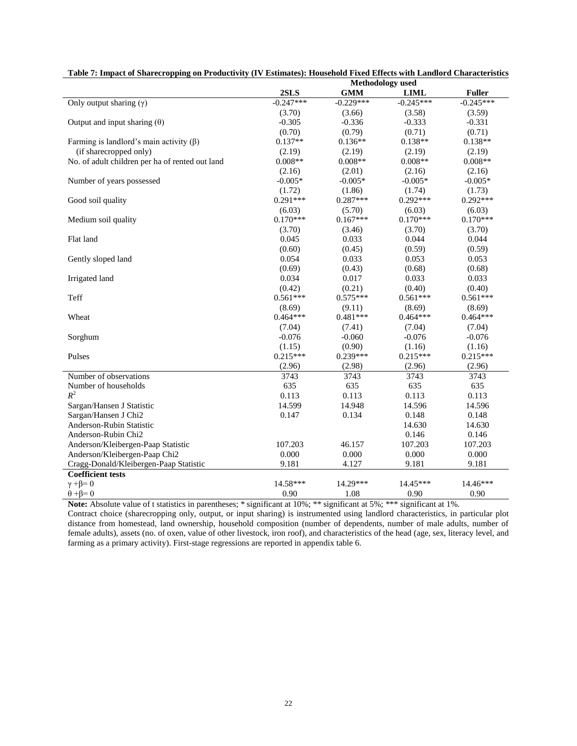**Table 7: Impact of Sharecropping on Productivity (IV Estimates): Household Fixed Effects with Landlord Characteristics**

| | Methodology used | | | |
|---|---|---|---|---|
| | **2SLS** | **GMM** | **LIML** | **Fuller** |
| Only output sharing ($\gamma$) | -0.247*** | -0.229*** | -0.245*** | -0.245*** |
| | (3.70) | (3.66) | (3.58) | (3.59) |
| Output and input sharing ($\theta$) | -0.305 | -0.336 | -0.333 | -0.331 |
| | (0.70) | (0.79) | (0.71) | (0.71) |
| Farming is landlord's main activity ($\beta$) | 0.137** | 0.136** | 0.138** | 0.138** |
| (if sharecropped only) | (2.19) | (2.19) | (2.19) | (2.19) |
| No. of adult children per ha of rented out land | 0.008** | 0.008** | 0.008** | 0.008** |
| | (2.16) | (2.01) | (2.16) | (2.16) |
| Number of years possessed | -0.005* | -0.005* | -0.005* | -0.005* |
| | (1.72) | (1.86) | (1.74) | (1.73) |
| Good soil quality | 0.291*** | 0.287*** | 0.292*** | 0.292*** |
| | (6.03) | (5.70) | (6.03) | (6.03) |
| Medium soil quality | 0.170*** | 0.167*** | 0.170*** | 0.170*** |
| | (3.70) | (3.46) | (3.70) | (3.70) |
| Flat land | 0.045 | 0.033 | 0.044 | 0.044 |
| | (0.60) | (0.45) | (0.59) | (0.59) |
| Gently sloped land | 0.054 | 0.033 | 0.053 | 0.053 |
| | (0.69) | (0.43) | (0.68) | (0.68) |
| Irrigated land | 0.034 | 0.017 | 0.033 | 0.033 |
| | (0.42) | (0.21) | (0.40) | (0.40) |
| Teff | 0.561*** | 0.575*** | 0.561*** | 0.561*** |
| | (8.69) | (9.11) | (8.69) | (8.69) |
| Wheat | 0.464*** | 0.481*** | 0.464*** | 0.464*** |
| | (7.04) | (7.41) | (7.04) | (7.04) |
| Sorghum | -0.076 | -0.060 | -0.076 | -0.076 |
| | (1.15) | (0.90) | (1.16) | (1.16) |
| Pulses | 0.215*** | 0.239*** | 0.215*** | 0.215*** |
| | (2.96) | (2.98) | (2.96) | (2.96) |
| Number of observations | 3743 | 3743 | 3743 | 3743 |
| Number of households | 635 | 635 | 635 | 635 |
| $R^2$ | 0.113 | 0.113 | 0.113 | 0.113 |
| Sargan/Hansen J Statistic | 14.599 | 14.948 | 14.596 | 14.596 |
| Sargan/Hansen J Chi2 | 0.147 | 0.134 | 0.148 | 0.148 |
| Anderson-Rubin Statistic | | | 14.630 | 14.630 |
| Anderson-Rubin Chi2 | | | 0.146 | 0.146 |
| Anderson/Kleibergen-Paap Statistic | 107.203 | 46.157 | 107.203 | 107.203 |
| Anderson/Kleibergen-Paap Chi2 | 0.000 | 0.000 | 0.000 | 0.000 |
| Cragg-Donald/Kleibergen-Paap Statistic | 9.181 | 4.127 | 9.181 | 9.181 |
| **Coefficient tests** | | | | |
| $\gamma + \beta = 0$ | 14.58*** | 14.29*** | 14.45*** | 14.46*** |
| $\theta + \beta = 0$ | 0.90 | 1.08 | 0.90 | 0.90 |

**Note:** Absolute value of t statistics in parentheses; * significant at 10%; ** significant at 5%; *** significant at 1%.
Contract choice (sharecropping only, output, or input sharing) is instrumented using landlord characteristics, in particular plot distance from homestead, land ownership, household composition (number of dependents, number of male adults, number of female adults), assets (no. of oxen, value of other livestock, iron roof), and characteristics of the head (age, sex, literacy level, and farming as a primary activity). First-stage regressions are reported in appendix table 6.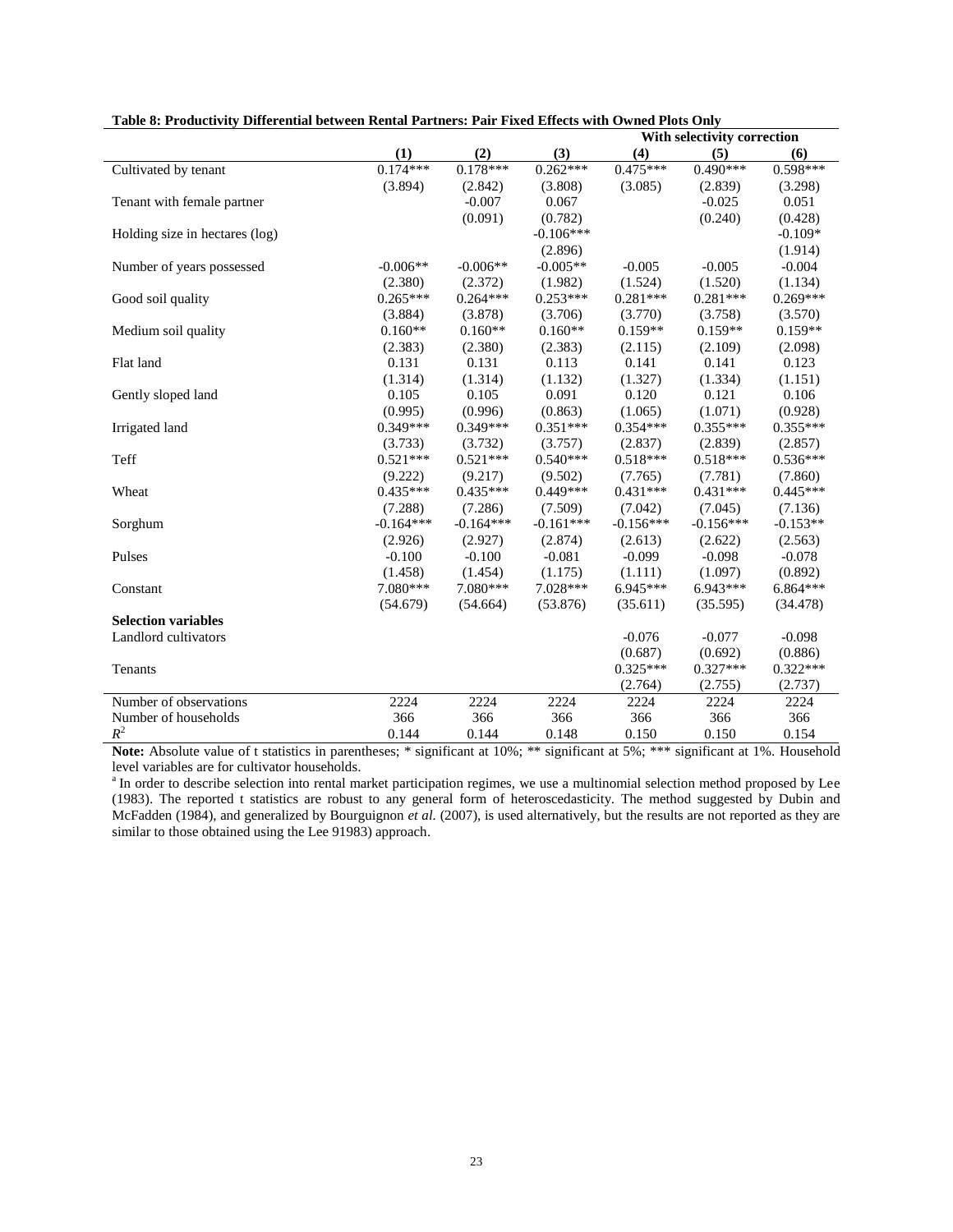**Table 8: Productivity Differential between Rental Partners: Pair Fixed Effects with Owned Plots Only**

| | | | | With selectivity correction | | |
|---|---|---|---|---|---|---|
| | (1) | (2) | (3) | (4) | (5) | (6) |
| Cultivated by tenant | 0.174*** | 0.178*** | 0.262*** | 0.475*** | 0.490*** | 0.598*** |
| | (3.894) | (2.842) | (3.808) | (3.085) | (2.839) | (3.298) |
| Tenant with female partner | | -0.007 | 0.067 | | -0.025 | 0.051 |
| | | (0.091) | (0.782) | | (0.240) | (0.428) |
| Holding size in hectares (log) | | | -0.106*** | | | -0.109* |
| | | | (2.896) | | | (1.914) |
| Number of years possessed | -0.006** | -0.006** | -0.005** | -0.005 | -0.005 | -0.004 |
| | (2.380) | (2.372) | (1.982) | (1.524) | (1.520) | (1.134) |
| Good soil quality | 0.265*** | 0.264*** | 0.253*** | 0.281*** | 0.281*** | 0.269*** |
| | (3.884) | (3.878) | (3.706) | (3.770) | (3.758) | (3.570) |
| Medium soil quality | 0.160** | 0.160** | 0.160** | 0.159** | 0.159** | 0.159** |
| | (2.383) | (2.380) | (2.383) | (2.115) | (2.109) | (2.098) |
| Flat land | 0.131 | 0.131 | 0.113 | 0.141 | 0.141 | 0.123 |
| | (1.314) | (1.314) | (1.132) | (1.327) | (1.334) | (1.151) |
| Gently sloped land | 0.105 | 0.105 | 0.091 | 0.120 | 0.121 | 0.106 |
| | (0.995) | (0.996) | (0.863) | (1.065) | (1.071) | (0.928) |
| Irrigated land | 0.349*** | 0.349*** | 0.351*** | 0.354*** | 0.355*** | 0.355*** |
| | (3.733) | (3.732) | (3.757) | (2.837) | (2.839) | (2.857) |
| Teff | 0.521*** | 0.521*** | 0.540*** | 0.518*** | 0.518*** | 0.536*** |
| | (9.222) | (9.217) | (9.502) | (7.765) | (7.781) | (7.860) |
| Wheat | 0.435*** | 0.435*** | 0.449*** | 0.431*** | 0.431*** | 0.445*** |
| | (7.288) | (7.286) | (7.509) | (7.042) | (7.045) | (7.136) |
| Sorghum | -0.164*** | -0.164*** | -0.161*** | -0.156*** | -0.156*** | -0.153** |
| | (2.926) | (2.927) | (2.874) | (2.613) | (2.622) | (2.563) |
| Pulses | -0.100 | -0.100 | -0.081 | -0.099 | -0.098 | -0.078 |
| | (1.458) | (1.454) | (1.175) | (1.111) | (1.097) | (0.892) |
| Constant | 7.080*** | 7.080*** | 7.028*** | 6.945*** | 6.943*** | 6.864*** |
| | (54.679) | (54.664) | (53.876) | (35.611) | (35.595) | (34.478) |
| **Selection variables** | | | | | | |
| Landlord cultivators | | | | -0.076 | -0.077 | -0.098 |
| | | | | (0.687) | (0.692) | (0.886) |
| Tenants | | | | 0.325*** | 0.327*** | 0.322*** |
| | | | | (2.764) | (2.755) | (2.737) |
| Number of observations | 2224 | 2224 | 2224 | 2224 | 2224 | 2224 |
| Number of households | 366 | 366 | 366 | 366 | 366 | 366 |
| $R^2$ | 0.144 | 0.144 | 0.148 | 0.150 | 0.150 | 0.154 |

**Note:** Absolute value of t statistics in parentheses; * significant at 10%; ** significant at 5%; *** significant at 1%. Household level variables are for cultivator households.

[a] In order to describe selection into rental market participation regimes, we use a multinomial selection method proposed by Lee (1983). The reported t statistics are robust to any general form of heteroscedasticity. The method suggested by Dubin and McFadden (1984), and generalized by Bourguignon *et al.* (2007), is used alternatively, but the results are not reported as they are similar to those obtained using the Lee 91983) approach.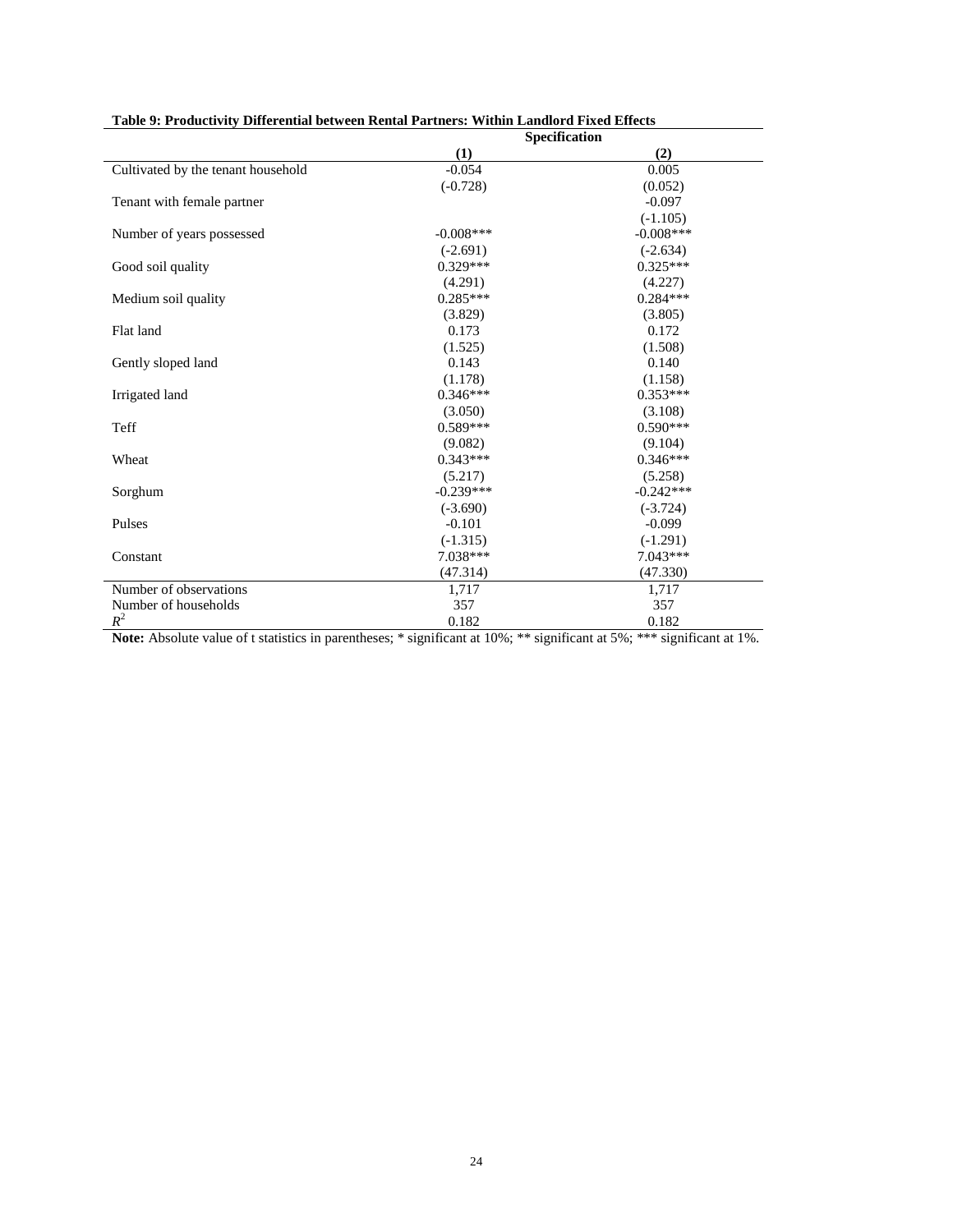**Table 9: Productivity Differential between Rental Partners: Within Landlord Fixed Effects**

| | Specification | |
|---|---|---|
| | (1) | (2) |
| Cultivated by the tenant household | -0.054 | 0.005 |
| | (-0.728) | (0.052) |
| Tenant with female partner | | -0.097 |
| | | (-1.105) |
| Number of years possessed | -0.008*** | -0.008*** |
| | (-2.691) | (-2.634) |
| Good soil quality | 0.329*** | 0.325*** |
| | (4.291) | (4.227) |
| Medium soil quality | 0.285*** | 0.284*** |
| | (3.829) | (3.805) |
| Flat land | 0.173 | 0.172 |
| | (1.525) | (1.508) |
| Gently sloped land | 0.143 | 0.140 |
| | (1.178) | (1.158) |
| Irrigated land | 0.346*** | 0.353*** |
| | (3.050) | (3.108) |
| Teff | 0.589*** | 0.590*** |
| | (9.082) | (9.104) |
| Wheat | 0.343*** | 0.346*** |
| | (5.217) | (5.258) |
| Sorghum | -0.239*** | -0.242*** |
| | (-3.690) | (-3.724) |
| Pulses | -0.101 | -0.099 |
| | (-1.315) | (-1.291) |
| Constant | 7.038*** | 7.043*** |
| | (47.314) | (47.330) |
| Number of observations | 1,717 | 1,717 |
| Number of households | 357 | 357 |
| $R^2$ | 0.182 | 0.182 |

**Note:** Absolute value of t statistics in parentheses; * significant at 10%; ** significant at 5%; *** significant at 1%.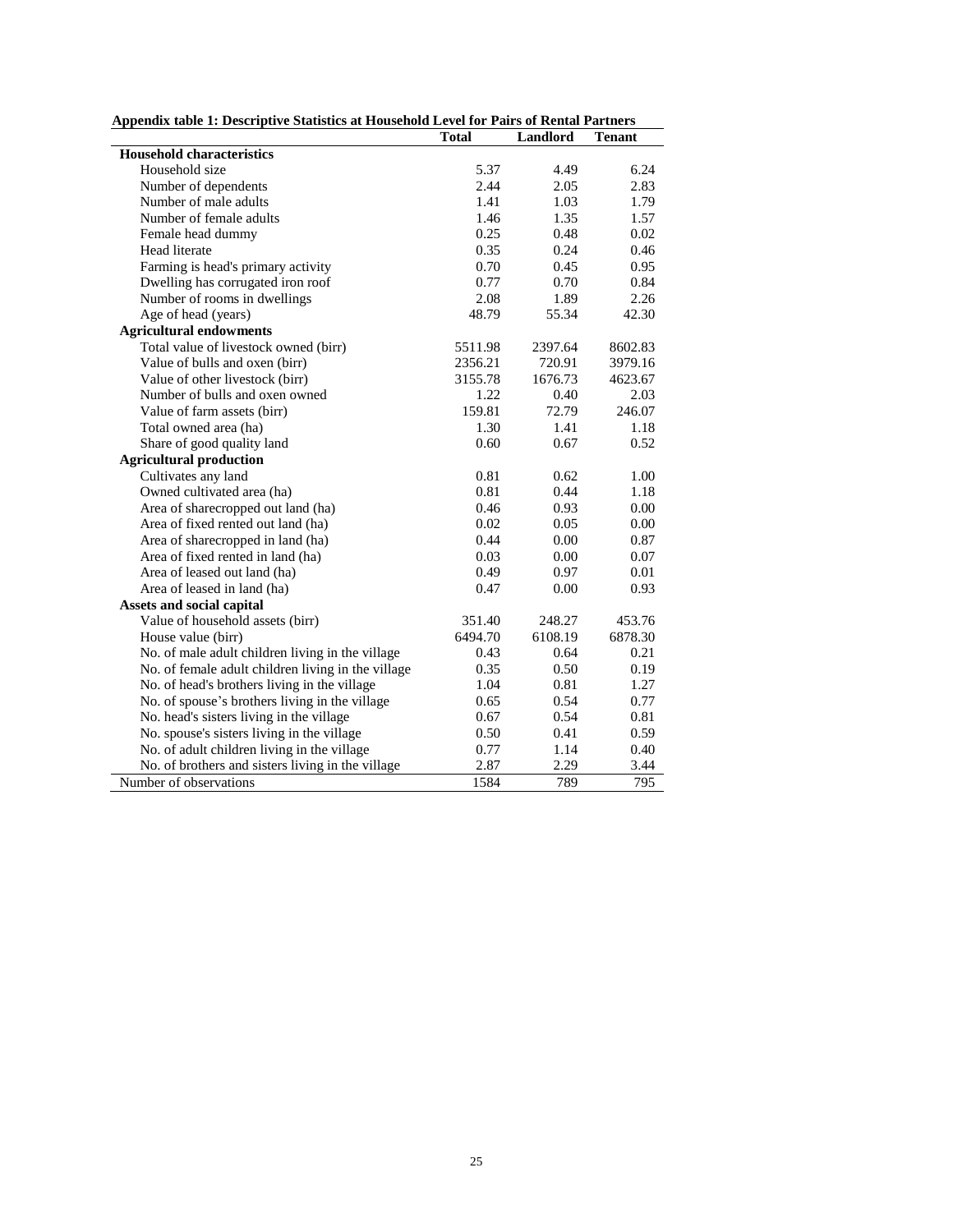**Appendix table 1: Descriptive Statistics at Household Level for Pairs of Rental Partners**

| | Total | Landlord | Tenant |
|---|---|---|---|
| **Household characteristics** | | | |
| Household size | 5.37 | 4.49 | 6.24 |
| Number of dependents | 2.44 | 2.05 | 2.83 |
| Number of male adults | 1.41 | 1.03 | 1.79 |
| Number of female adults | 1.46 | 1.35 | 1.57 |
| Female head dummy | 0.25 | 0.48 | 0.02 |
| Head literate | 0.35 | 0.24 | 0.46 |
| Farming is head's primary activity | 0.70 | 0.45 | 0.95 |
| Dwelling has corrugated iron roof | 0.77 | 0.70 | 0.84 |
| Number of rooms in dwellings | 2.08 | 1.89 | 2.26 |
| Age of head (years) | 48.79 | 55.34 | 42.30 |
| **Agricultural endowments** | | | |
| Total value of livestock owned (birr) | 5511.98 | 2397.64 | 8602.83 |
| Value of bulls and oxen (birr) | 2356.21 | 720.91 | 3979.16 |
| Value of other livestock (birr) | 3155.78 | 1676.73 | 4623.67 |
| Number of bulls and oxen owned | 1.22 | 0.40 | 2.03 |
| Value of farm assets (birr) | 159.81 | 72.79 | 246.07 |
| Total owned area (ha) | 1.30 | 1.41 | 1.18 |
| Share of good quality land | 0.60 | 0.67 | 0.52 |
| **Agricultural production** | | | |
| Cultivates any land | 0.81 | 0.62 | 1.00 |
| Owned cultivated area (ha) | 0.81 | 0.44 | 1.18 |
| Area of sharecropped out land (ha) | 0.46 | 0.93 | 0.00 |
| Area of fixed rented out land (ha) | 0.02 | 0.05 | 0.00 |
| Area of sharecropped in land (ha) | 0.44 | 0.00 | 0.87 |
| Area of fixed rented in land (ha) | 0.03 | 0.00 | 0.07 |
| Area of leased out land (ha) | 0.49 | 0.97 | 0.01 |
| Area of leased in land (ha) | 0.47 | 0.00 | 0.93 |
| **Assets and social capital** | | | |
| Value of household assets (birr) | 351.40 | 248.27 | 453.76 |
| House value (birr) | 6494.70 | 6108.19 | 6878.30 |
| No. of male adult children living in the village | 0.43 | 0.64 | 0.21 |
| No. of female adult children living in the village | 0.35 | 0.50 | 0.19 |
| No. of head's brothers living in the village | 1.04 | 0.81 | 1.27 |
| No. of spouse's brothers living in the village | 0.65 | 0.54 | 0.77 |
| No. head's sisters living in the village | 0.67 | 0.54 | 0.81 |
| No. spouse's sisters living in the village | 0.50 | 0.41 | 0.59 |
| No. of adult children living in the village | 0.77 | 1.14 | 0.40 |
| No. of brothers and sisters living in the village | 2.87 | 2.29 | 3.44 |
| Number of observations | 1584 | 789 | 795 |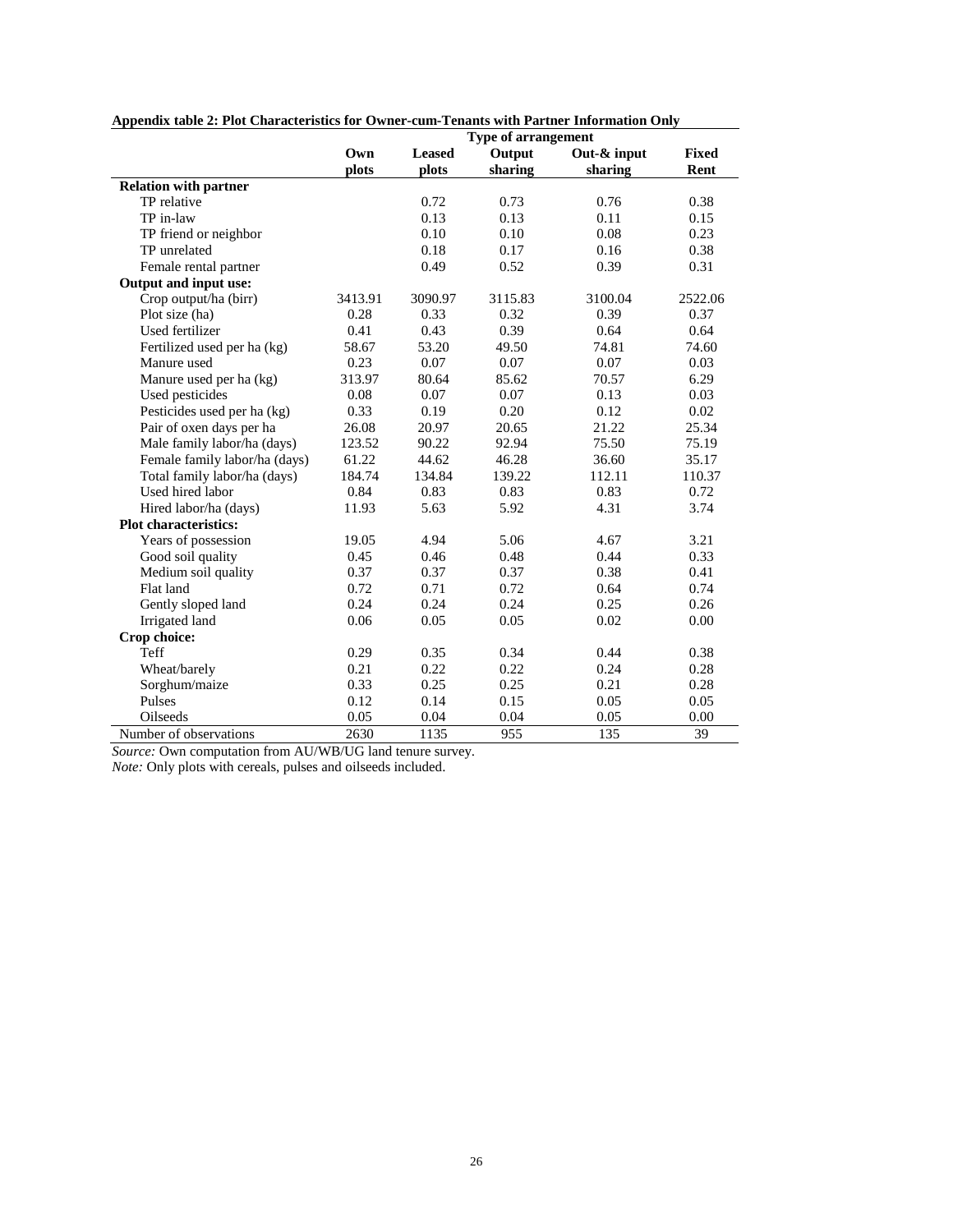**Appendix table 2: Plot Characteristics for Owner-cum-Tenants with Partner Information Only**

| | Type of arrangement | | | | |
|---|---|---|---|---|---|
| | Own plots | Leased plots | Output sharing | Out-& input sharing | Fixed Rent |
| **Relation with partner** | | | | | |
| TP relative | | 0.72 | 0.73 | 0.76 | 0.38 |
| TP in-law | | 0.13 | 0.13 | 0.11 | 0.15 |
| TP friend or neighbor | | 0.10 | 0.10 | 0.08 | 0.23 |
| TP unrelated | | 0.18 | 0.17 | 0.16 | 0.38 |
| Female rental partner | | 0.49 | 0.52 | 0.39 | 0.31 |
| **Output and input use:** | | | | | |
| Crop output/ha (birr) | 3413.91 | 3090.97 | 3115.83 | 3100.04 | 2522.06 |
| Plot size (ha) | 0.28 | 0.33 | 0.32 | 0.39 | 0.37 |
| Used fertilizer | 0.41 | 0.43 | 0.39 | 0.64 | 0.64 |
| Fertilized used per ha (kg) | 58.67 | 53.20 | 49.50 | 74.81 | 74.60 |
| Manure used | 0.23 | 0.07 | 0.07 | 0.07 | 0.03 |
| Manure used per ha (kg) | 313.97 | 80.64 | 85.62 | 70.57 | 6.29 |
| Used pesticides | 0.08 | 0.07 | 0.07 | 0.13 | 0.03 |
| Pesticides used per ha (kg) | 0.33 | 0.19 | 0.20 | 0.12 | 0.02 |
| Pair of oxen days per ha | 26.08 | 20.97 | 20.65 | 21.22 | 25.34 |
| Male family labor/ha (days) | 123.52 | 90.22 | 92.94 | 75.50 | 75.19 |
| Female family labor/ha (days) | 61.22 | 44.62 | 46.28 | 36.60 | 35.17 |
| Total family labor/ha (days) | 184.74 | 134.84 | 139.22 | 112.11 | 110.37 |
| Used hired labor | 0.84 | 0.83 | 0.83 | 0.83 | 0.72 |
| Hired labor/ha (days) | 11.93 | 5.63 | 5.92 | 4.31 | 3.74 |
| **Plot characteristics:** | | | | | |
| Years of possession | 19.05 | 4.94 | 5.06 | 4.67 | 3.21 |
| Good soil quality | 0.45 | 0.46 | 0.48 | 0.44 | 0.33 |
| Medium soil quality | 0.37 | 0.37 | 0.37 | 0.38 | 0.41 |
| Flat land | 0.72 | 0.71 | 0.72 | 0.64 | 0.74 |
| Gently sloped land | 0.24 | 0.24 | 0.24 | 0.25 | 0.26 |
| Irrigated land | 0.06 | 0.05 | 0.05 | 0.02 | 0.00 |
| **Crop choice:** | | | | | |
| Teff | 0.29 | 0.35 | 0.34 | 0.44 | 0.38 |
| Wheat/barely | 0.21 | 0.22 | 0.22 | 0.24 | 0.28 |
| Sorghum/maize | 0.33 | 0.25 | 0.25 | 0.21 | 0.28 |
| Pulses | 0.12 | 0.14 | 0.15 | 0.05 | 0.05 |
| Oilseeds | 0.05 | 0.04 | 0.04 | 0.05 | 0.00 |
| Number of observations | 2630 | 1135 | 955 | 135 | 39 |

*Source:* Own computation from AU/WB/UG land tenure survey.
*Note:* Only plots with cereals, pulses and oilseeds included.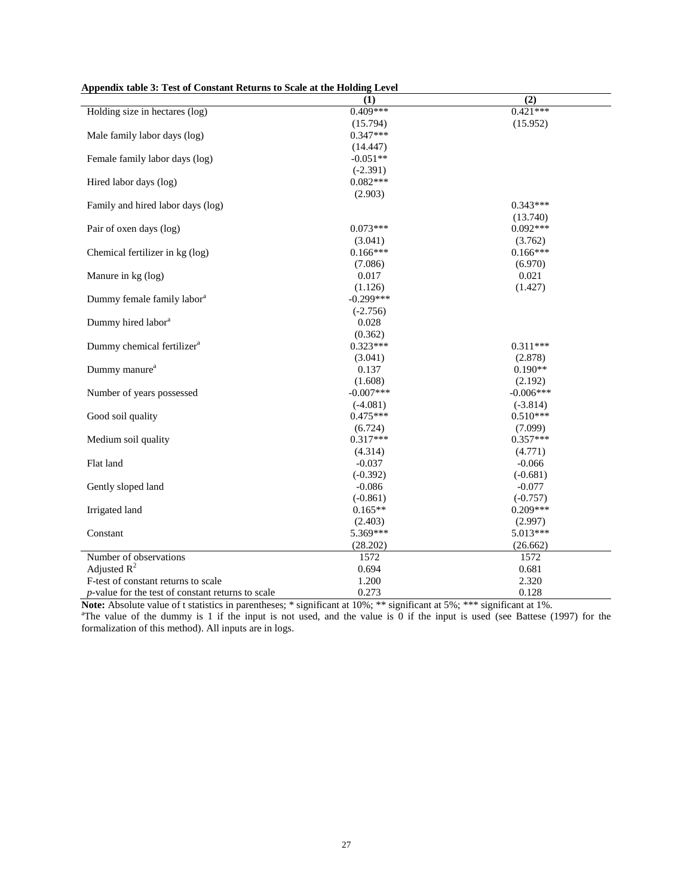**Appendix table 3: Test of Constant Returns to Scale at the Holding Level**

| | (1) | (2) |
|---|---|---|
| Holding size in hectares (log) | 0.409*** | 0.421*** |
| | (15.794) | (15.952) |
| Male family labor days (log) | 0.347*** | |
| | (14.447) | |
| Female family labor days (log) | -0.051** | |
| | (-2.391) | |
| Hired labor days (log) | 0.082*** | |
| | (2.903) | |
| Family and hired labor days (log) | | 0.343*** |
| | | (13.740) |
| Pair of oxen days (log) | 0.073*** | 0.092*** |
| | (3.041) | (3.762) |
| Chemical fertilizer in kg (log) | 0.166*** | 0.166*** |
| | (7.086) | (6.970) |
| Manure in kg (log) | 0.017 | 0.021 |
| | (1.126) | (1.427) |
| Dummy female family labor[a] | -0.299*** | |
| | (-2.756) | |
| Dummy hired labor[a] | 0.028 | |
| | (0.362) | |
| Dummy chemical fertilizer[a] | 0.323*** | 0.311*** |
| | (3.041) | (2.878) |
| Dummy manure[a] | 0.137 | 0.190** |
| | (1.608) | (2.192) |
| Number of years possessed | -0.007*** | -0.006*** |
| | (-4.081) | (-3.814) |
| Good soil quality | 0.475*** | 0.510*** |
| | (6.724) | (7.099) |
| Medium soil quality | 0.317*** | 0.357*** |
| | (4.314) | (4.771) |
| Flat land | -0.037 | -0.066 |
| | (-0.392) | (-0.681) |
| Gently sloped land | -0.086 | -0.077 |
| | (-0.861) | (-0.757) |
| Irrigated land | 0.165** | 0.209*** |
| | (2.403) | (2.997) |
| Constant | 5.369*** | 5.013*** |
| | (28.202) | (26.662) |
| Number of observations | 1572 | 1572 |
| Adjusted $R^2$ | 0.694 | 0.681 |
| F-test of constant returns to scale | 1.200 | 2.320 |
| *p*-value for the test of constant returns to scale | 0.273 | 0.128 |

**Note:** Absolute value of t statistics in parentheses; * significant at 10%; ** significant at 5%; *** significant at 1%.
[a]The value of the dummy is 1 if the input is not used, and the value is 0 if the input is used (see Battese (1997) for the formalization of this method). All inputs are in logs.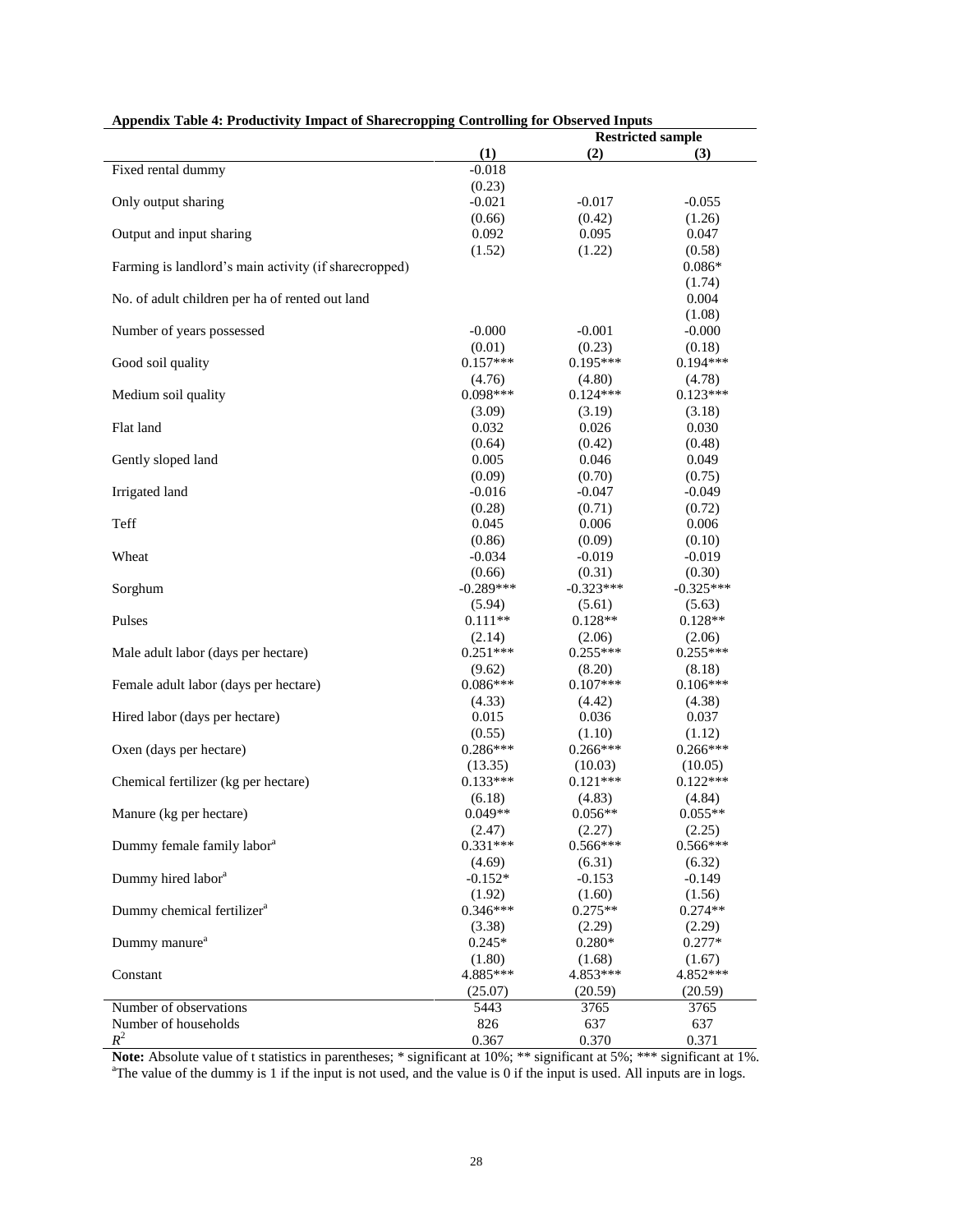**Appendix Table 4: Productivity Impact of Sharecropping Controlling for Observed Inputs**

| | | Restricted sample | |
|---|---|---|---|
| | (1) | (2) | (3) |
| Fixed rental dummy | -0.018 | | |
| | (0.23) | | |
| Only output sharing | -0.021 | -0.017 | -0.055 |
| | (0.66) | (0.42) | (1.26) |
| Output and input sharing | 0.092 | 0.095 | 0.047 |
| | (1.52) | (1.22) | (0.58) |
| Farming is landlord's main activity (if sharecropped) | | | 0.086* |
| | | | (1.74) |
| No. of adult children per ha of rented out land | | | 0.004 |
| | | | (1.08) |
| Number of years possessed | -0.000 | -0.001 | -0.000 |
| | (0.01) | (0.23) | (0.18) |
| Good soil quality | 0.157*** | 0.195*** | 0.194*** |
| | (4.76) | (4.80) | (4.78) |
| Medium soil quality | 0.098*** | 0.124*** | 0.123*** |
| | (3.09) | (3.19) | (3.18) |
| Flat land | 0.032 | 0.026 | 0.030 |
| | (0.64) | (0.42) | (0.48) |
| Gently sloped land | 0.005 | 0.046 | 0.049 |
| | (0.09) | (0.70) | (0.75) |
| Irrigated land | -0.016 | -0.047 | -0.049 |
| | (0.28) | (0.71) | (0.72) |
| Teff | 0.045 | 0.006 | 0.006 |
| | (0.86) | (0.09) | (0.10) |
| Wheat | -0.034 | -0.019 | -0.019 |
| | (0.66) | (0.31) | (0.30) |
| Sorghum | -0.289*** | -0.323*** | -0.325*** |
| | (5.94) | (5.61) | (5.63) |
| Pulses | 0.111** | 0.128** | 0.128** |
| | (2.14) | (2.06) | (2.06) |
| Male adult labor (days per hectare) | 0.251*** | 0.255*** | 0.255*** |
| | (9.62) | (8.20) | (8.18) |
| Female adult labor (days per hectare) | 0.086*** | 0.107*** | 0.106*** |
| | (4.33) | (4.42) | (4.38) |
| Hired labor (days per hectare) | 0.015 | 0.036 | 0.037 |
| | (0.55) | (1.10) | (1.12) |
| Oxen (days per hectare) | 0.286*** | 0.266*** | 0.266*** |
| | (13.35) | (10.03) | (10.05) |
| Chemical fertilizer (kg per hectare) | 0.133*** | 0.121*** | 0.122*** |
| | (6.18) | (4.83) | (4.84) |
| Manure (kg per hectare) | 0.049** | 0.056** | 0.055** |
| | (2.47) | (2.27) | (2.25) |
| Dummy female family labor[a] | 0.331*** | 0.566*** | 0.566*** |
| | (4.69) | (6.31) | (6.32) |
| Dummy hired labor[a] | -0.152* | -0.153 | -0.149 |
| | (1.92) | (1.60) | (1.56) |
| Dummy chemical fertilizer[a] | 0.346*** | 0.275** | 0.274** |
| | (3.38) | (2.29) | (2.29) |
| Dummy manure[a] | 0.245* | 0.280* | 0.277* |
| | (1.80) | (1.68) | (1.67) |
| Constant | 4.885*** | 4.853*** | 4.852*** |
| | (25.07) | (20.59) | (20.59) |
| Number of observations | 5443 | 3765 | 3765 |
| Number of households | 826 | 637 | 637 |
| $R^2$ | 0.367 | 0.370 | 0.371 |

**Note:** Absolute value of t statistics in parentheses; * significant at 10%; ** significant at 5%; *** significant at 1%.
[a]The value of the dummy is 1 if the input is not used, and the value is 0 if the input is used. All inputs are in logs.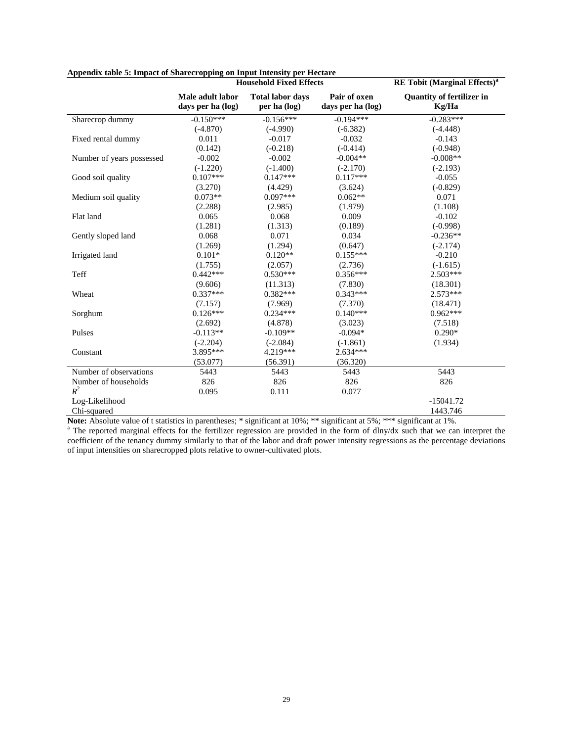**Appendix table 5: Impact of Sharecropping on Input Intensity per Hectare**

| | Household Fixed Effects | | | RE Tobit (Marginal Effects)[a] |
|---|---|---|---|---|
| | **Male adult labor days per ha (log)** | **Total labor days per ha (log)** | **Pair of oxen days per ha (log)** | **Quantity of fertilizer in Kg/Ha** |
| Sharecrop dummy | -0.150*** | -0.156*** | -0.194*** | -0.283*** |
| | (-4.870) | (-4.990) | (-6.382) | (-4.448) |
| Fixed rental dummy | 0.011 | -0.017 | -0.032 | -0.143 |
| | (0.142) | (-0.218) | (-0.414) | (-0.948) |
| Number of years possessed | -0.002 | -0.002 | -0.004** | -0.008** |
| | (-1.220) | (-1.400) | (-2.170) | (-2.193) |
| Good soil quality | 0.107*** | 0.147*** | 0.117*** | -0.055 |
| | (3.270) | (4.429) | (3.624) | (-0.829) |
| Medium soil quality | 0.073** | 0.097*** | 0.062** | 0.071 |
| | (2.288) | (2.985) | (1.979) | (1.108) |
| Flat land | 0.065 | 0.068 | 0.009 | -0.102 |
| | (1.281) | (1.313) | (0.189) | (-0.998) |
| Gently sloped land | 0.068 | 0.071 | 0.034 | -0.236** |
| | (1.269) | (1.294) | (0.647) | (-2.174) |
| Irrigated land | 0.101* | 0.120** | 0.155*** | -0.210 |
| | (1.755) | (2.057) | (2.736) | (-1.615) |
| Teff | 0.442*** | 0.530*** | 0.356*** | 2.503*** |
| | (9.606) | (11.313) | (7.830) | (18.301) |
| Wheat | 0.337*** | 0.382*** | 0.343*** | 2.573*** |
| | (7.157) | (7.969) | (7.370) | (18.471) |
| Sorghum | 0.126*** | 0.234*** | 0.140*** | 0.962*** |
| | (2.692) | (4.878) | (3.023) | (7.518) |
| Pulses | -0.113** | -0.109** | -0.094* | 0.290* |
| | (-2.204) | (-2.084) | (-1.861) | (1.934) |
| Constant | 3.895*** | 4.219*** | 2.634*** | |
| | (53.077) | (56.391) | (36.320) | |
| Number of observations | 5443 | 5443 | 5443 | 5443 |
| Number of households | 826 | 826 | 826 | 826 |
| $R^2$ | 0.095 | 0.111 | 0.077 | |
| Log-Likelihood | | | | -15041.72 |
| Chi-squared | | | | 1443.746 |

**Note:** Absolute value of t statistics in parentheses; * significant at 10%; ** significant at 5%; *** significant at 1%.

[a] The reported marginal effects for the fertilizer regression are provided in the form of dlny/dx such that we can interpret the coefficient of the tenancy dummy similarly to that of the labor and draft power intensity regressions as the percentage deviations of input intensities on sharecropped plots relative to owner-cultivated plots.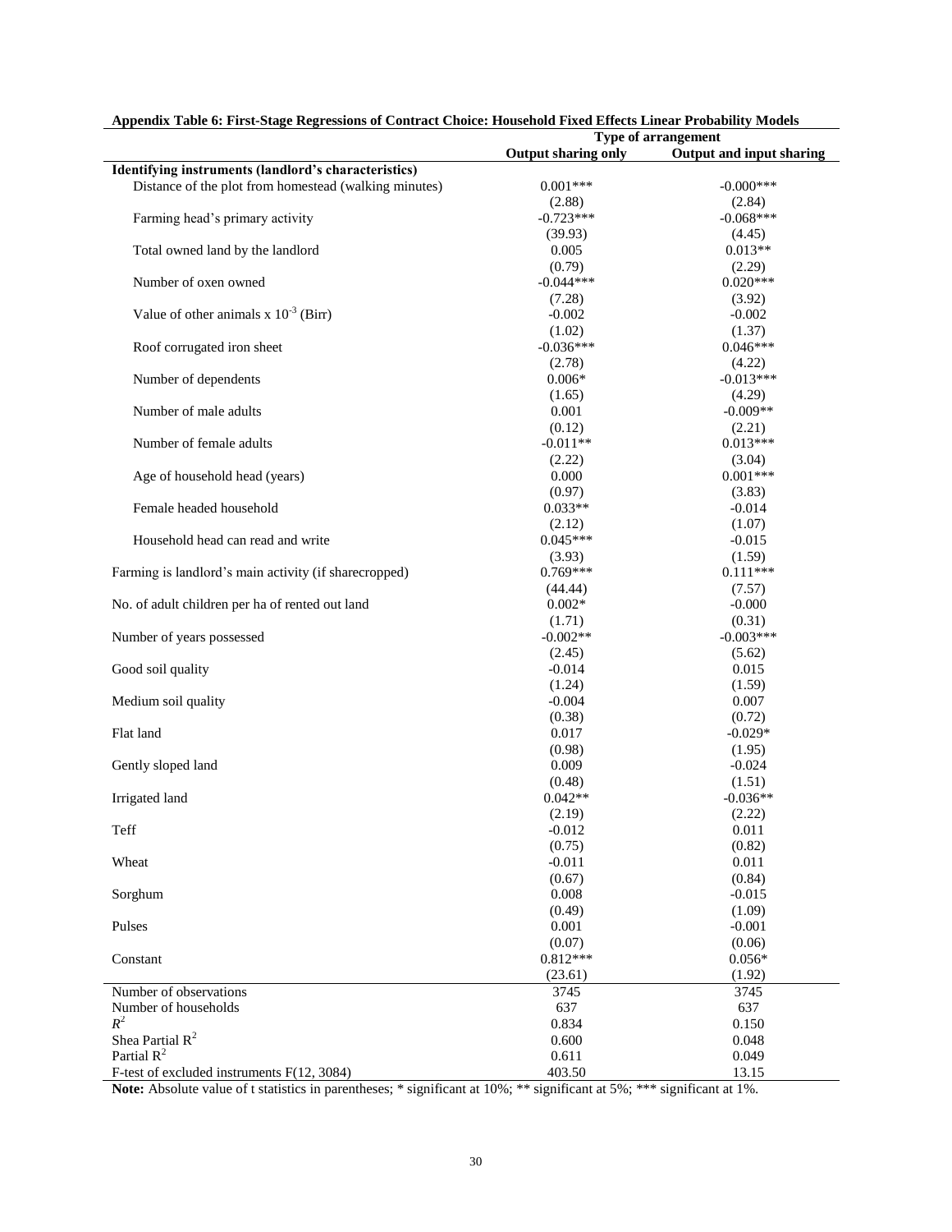**Appendix Table 6: First-Stage Regressions of Contract Choice: Household Fixed Effects Linear Probability Models**

| | Type of arrangement | |
|---|---|---|
| | **Output sharing only** | **Output and input sharing** |
| **Identifying instruments (landlord's characteristics)** | | |
| Distance of the plot from homestead (walking minutes) | 0.001*** | -0.000*** |
| | (2.88) | (2.84) |
| Farming head's primary activity | -0.723*** | -0.068*** |
| | (39.93) | (4.45) |
| Total owned land by the landlord | 0.005 | 0.013** |
| | (0.79) | (2.29) |
| Number of oxen owned | -0.044*** | 0.020*** |
| | (7.28) | (3.92) |
| Value of other animals x $10^{-3}$ (Birr) | -0.002 | -0.002 |
| | (1.02) | (1.37) |
| Roof corrugated iron sheet | -0.036*** | 0.046*** |
| | (2.78) | (4.22) |
| Number of dependents | 0.006* | -0.013*** |
| | (1.65) | (4.29) |
| Number of male adults | 0.001 | -0.009** |
| | (0.12) | (2.21) |
| Number of female adults | -0.011** | 0.013*** |
| | (2.22) | (3.04) |
| Age of household head (years) | 0.000 | 0.001*** |
| | (0.97) | (3.83) |
| Female headed household | 0.033** | -0.014 |
| | (2.12) | (1.07) |
| Household head can read and write | 0.045*** | -0.015 |
| | (3.93) | (1.59) |
| Farming is landlord's main activity (if sharecropped) | 0.769*** | 0.111*** |
| | (44.44) | (7.57) |
| No. of adult children per ha of rented out land | 0.002* | -0.000 |
| | (1.71) | (0.31) |
| Number of years possessed | -0.002** | -0.003*** |
| | (2.45) | (5.62) |
| Good soil quality | -0.014 | 0.015 |
| | (1.24) | (1.59) |
| Medium soil quality | -0.004 | 0.007 |
| | (0.38) | (0.72) |
| Flat land | 0.017 | -0.029* |
| | (0.98) | (1.95) |
| Gently sloped land | 0.009 | -0.024 |
| | (0.48) | (1.51) |
| Irrigated land | 0.042** | -0.036** |
| | (2.19) | (2.22) |
| Teff | -0.012 | 0.011 |
| | (0.75) | (0.82) |
| Wheat | -0.011 | 0.011 |
| | (0.67) | (0.84) |
| Sorghum | 0.008 | -0.015 |
| | (0.49) | (1.09) |
| Pulses | 0.001 | -0.001 |
| | (0.07) | (0.06) |
| Constant | 0.812*** | 0.056* |
| | (23.61) | (1.92) |
| Number of observations | 3745 | 3745 |
| Number of households | 637 | 637 |
| $R^2$ | 0.834 | 0.150 |
| Shea Partial $R^2$ | 0.600 | 0.048 |
| Partial $R^2$ | 0.611 | 0.049 |
| F-test of excluded instruments F(12, 3084) | 403.50 | 13.15 |

**Note:** Absolute value of t statistics in parentheses; * significant at 10%; ** significant at 5%; *** significant at 1%.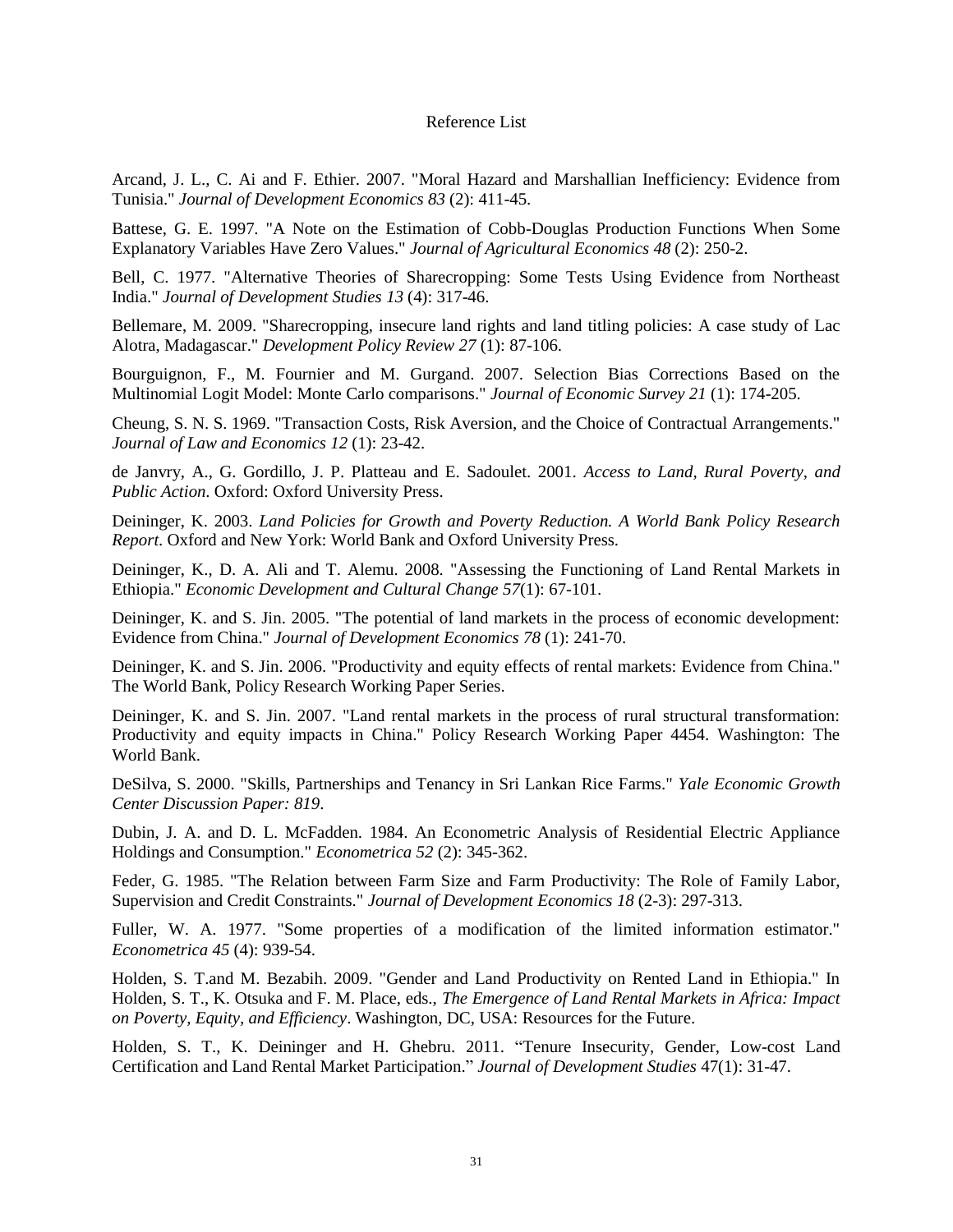# Reference List

Arcand, J. L., C. Ai and F. Ethier. 2007. "Moral Hazard and Marshallian Inefficiency: Evidence from Tunisia." *Journal of Development Economics 83* (2): 411-45.

Battese, G. E. 1997. "A Note on the Estimation of Cobb-Douglas Production Functions When Some Explanatory Variables Have Zero Values." *Journal of Agricultural Economics 48* (2): 250-2.

Bell, C. 1977. "Alternative Theories of Sharecropping: Some Tests Using Evidence from Northeast India." *Journal of Development Studies 13* (4): 317-46.

Bellemare, M. 2009. "Sharecropping, insecure land rights and land titling policies: A case study of Lac Alotra, Madagascar." *Development Policy Review 27* (1): 87-106.

Bourguignon, F., M. Fournier and M. Gurgand. 2007. Selection Bias Corrections Based on the Multinomial Logit Model: Monte Carlo comparisons." *Journal of Economic Survey 21* (1): 174-205.

Cheung, S. N. S. 1969. "Transaction Costs, Risk Aversion, and the Choice of Contractual Arrangements." *Journal of Law and Economics 12* (1): 23-42.

de Janvry, A., G. Gordillo, J. P. Platteau and E. Sadoulet. 2001. *Access to Land, Rural Poverty, and Public Action*. Oxford: Oxford University Press.

Deininger, K. 2003. *Land Policies for Growth and Poverty Reduction. A World Bank Policy Research Report*. Oxford and New York: World Bank and Oxford University Press.

Deininger, K., D. A. Ali and T. Alemu. 2008. "Assessing the Functioning of Land Rental Markets in Ethiopia." *Economic Development and Cultural Change 57*(1): 67-101.

Deininger, K. and S. Jin. 2005. "The potential of land markets in the process of economic development: Evidence from China." *Journal of Development Economics 78* (1): 241-70.

Deininger, K. and S. Jin. 2006. "Productivity and equity effects of rental markets: Evidence from China." The World Bank, Policy Research Working Paper Series.

Deininger, K. and S. Jin. 2007. "Land rental markets in the process of rural structural transformation: Productivity and equity impacts in China." Policy Research Working Paper 4454. Washington: The World Bank.

DeSilva, S. 2000. "Skills, Partnerships and Tenancy in Sri Lankan Rice Farms." *Yale Economic Growth Center Discussion Paper: 819*.

Dubin, J. A. and D. L. McFadden. 1984. An Econometric Analysis of Residential Electric Appliance Holdings and Consumption." *Econometrica 52* (2): 345-362.

Feder, G. 1985. "The Relation between Farm Size and Farm Productivity: The Role of Family Labor, Supervision and Credit Constraints." *Journal of Development Economics 18* (2-3): 297-313.

Fuller, W. A. 1977. "Some properties of a modification of the limited information estimator." *Econometrica 45* (4): 939-54.

Holden, S. T.and M. Bezabih. 2009. "Gender and Land Productivity on Rented Land in Ethiopia." In Holden, S. T., K. Otsuka and F. M. Place, eds., *The Emergence of Land Rental Markets in Africa: Impact on Poverty, Equity, and Efficiency*. Washington, DC, USA: Resources for the Future.

Holden, S. T., K. Deininger and H. Ghebru. 2011. "Tenure Insecurity, Gender, Low-cost Land Certification and Land Rental Market Participation." *Journal of Development Studies* 47(1): 31-47.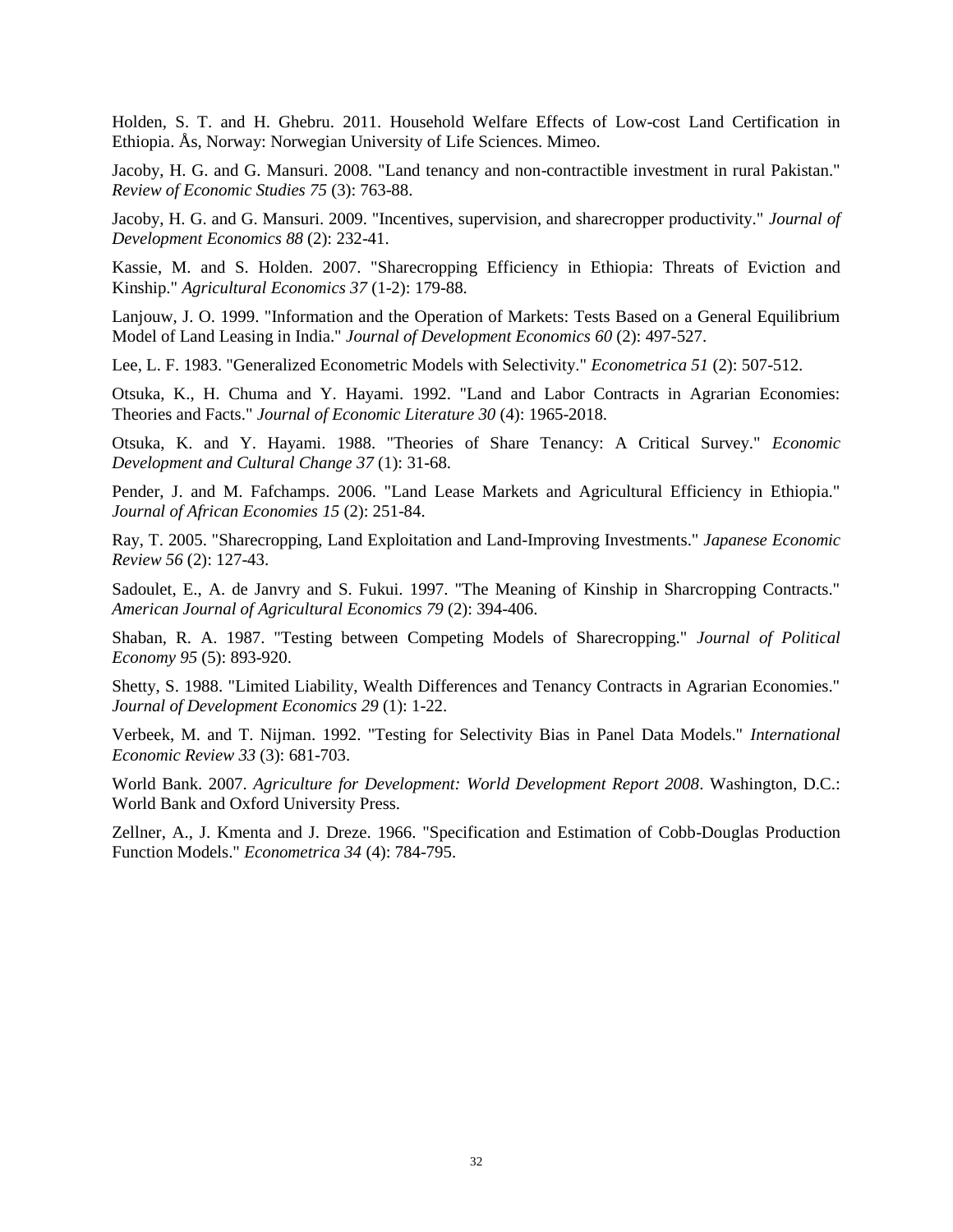Holden, S. T. and H. Ghebru. 2011. Household Welfare Effects of Low-cost Land Certification in Ethiopia. Ås, Norway: Norwegian University of Life Sciences. Mimeo.

Jacoby, H. G. and G. Mansuri. 2008. "Land tenancy and non-contractible investment in rural Pakistan." *Review of Economic Studies 75* (3): 763-88.

Jacoby, H. G. and G. Mansuri. 2009. "Incentives, supervision, and sharecropper productivity." *Journal of Development Economics 88* (2): 232-41.

Kassie, M. and S. Holden. 2007. "Sharecropping Efficiency in Ethiopia: Threats of Eviction and Kinship." *Agricultural Economics 37* (1-2): 179-88.

Lanjouw, J. O. 1999. "Information and the Operation of Markets: Tests Based on a General Equilibrium Model of Land Leasing in India." *Journal of Development Economics 60* (2): 497-527.

Lee, L. F. 1983. "Generalized Econometric Models with Selectivity." *Econometrica 51* (2): 507-512.

Otsuka, K., H. Chuma and Y. Hayami. 1992. "Land and Labor Contracts in Agrarian Economies: Theories and Facts." *Journal of Economic Literature 30* (4): 1965-2018.

Otsuka, K. and Y. Hayami. 1988. "Theories of Share Tenancy: A Critical Survey." *Economic Development and Cultural Change 37* (1): 31-68.

Pender, J. and M. Fafchamps. 2006. "Land Lease Markets and Agricultural Efficiency in Ethiopia." *Journal of African Economies 15* (2): 251-84.

Ray, T. 2005. "Sharecropping, Land Exploitation and Land-Improving Investments." *Japanese Economic Review 56* (2): 127-43.

Sadoulet, E., A. de Janvry and S. Fukui. 1997. "The Meaning of Kinship in Sharcropping Contracts." *American Journal of Agricultural Economics 79* (2): 394-406.

Shaban, R. A. 1987. "Testing between Competing Models of Sharecropping." *Journal of Political Economy 95* (5): 893-920.

Shetty, S. 1988. "Limited Liability, Wealth Differences and Tenancy Contracts in Agrarian Economies." *Journal of Development Economics 29* (1): 1-22.

Verbeek, M. and T. Nijman. 1992. "Testing for Selectivity Bias in Panel Data Models." *International Economic Review 33* (3): 681-703.

World Bank. 2007. *Agriculture for Development: World Development Report 2008*. Washington, D.C.: World Bank and Oxford University Press.

Zellner, A., J. Kmenta and J. Dreze. 1966. "Specification and Estimation of Cobb-Douglas Production Function Models." *Econometrica 34* (4): 784-795.